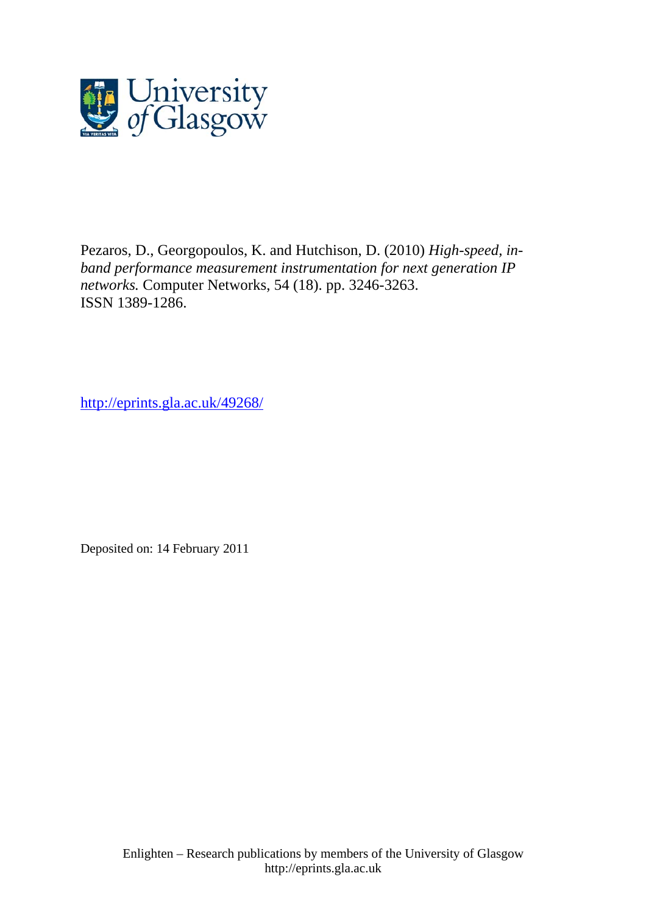Pezaros, D., Georgopoulos, K. and Hutchison, D. (2010) *High-speed, in-band performance measurement instrumentation for next generation IP networks.* Computer Networks, 54 (18). pp. 3246-3263. ISSN 1389-1286.

http://eprints.gla.ac.uk/49268/

Deposited on: 14 February 2011

Enlighten – Research publications by members of the University of Glasgow
http://eprints.gla.ac.uk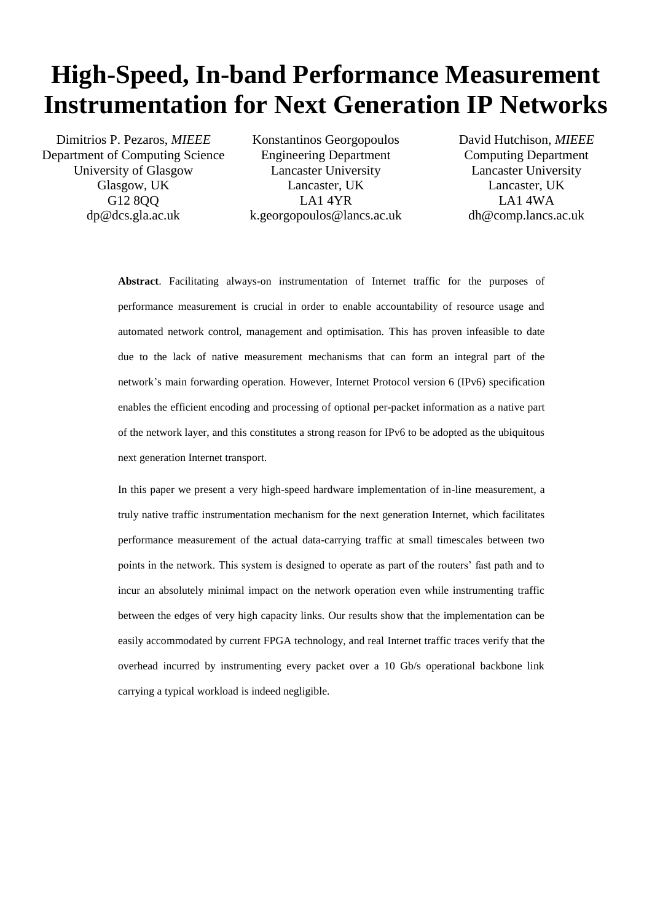# High-Speed, In-band Performance Measurement Instrumentation for Next Generation IP Networks

Dimitrios P. Pezaros, *MIEEE*
Department of Computing Science
University of Glasgow
Glasgow, UK
G12 8QQ
dp@dcs.gla.ac.uk

Konstantinos Georgopoulos
Engineering Department
Lancaster University
Lancaster, UK
LA1 4YR
k.georgopoulos@lancs.ac.uk

David Hutchison, *MIEEE*
Computing Department
Lancaster University
Lancaster, UK
LA1 4WA
dh@comp.lancs.ac.uk

**Abstract**. Facilitating always-on instrumentation of Internet traffic for the purposes of performance measurement is crucial in order to enable accountability of resource usage and automated network control, management and optimisation. This has proven infeasible to date due to the lack of native measurement mechanisms that can form an integral part of the network's main forwarding operation. However, Internet Protocol version 6 (IPv6) specification enables the efficient encoding and processing of optional per-packet information as a native part of the network layer, and this constitutes a strong reason for IPv6 to be adopted as the ubiquitous next generation Internet transport.

In this paper we present a very high-speed hardware implementation of in-line measurement, a truly native traffic instrumentation mechanism for the next generation Internet, which facilitates performance measurement of the actual data-carrying traffic at small timescales between two points in the network. This system is designed to operate as part of the routers' fast path and to incur an absolutely minimal impact on the network operation even while instrumenting traffic between the edges of very high capacity links. Our results show that the implementation can be easily accommodated by current FPGA technology, and real Internet traffic traces verify that the overhead incurred by instrumenting every packet over a 10 Gb/s operational backbone link carrying a typical workload is indeed negligible.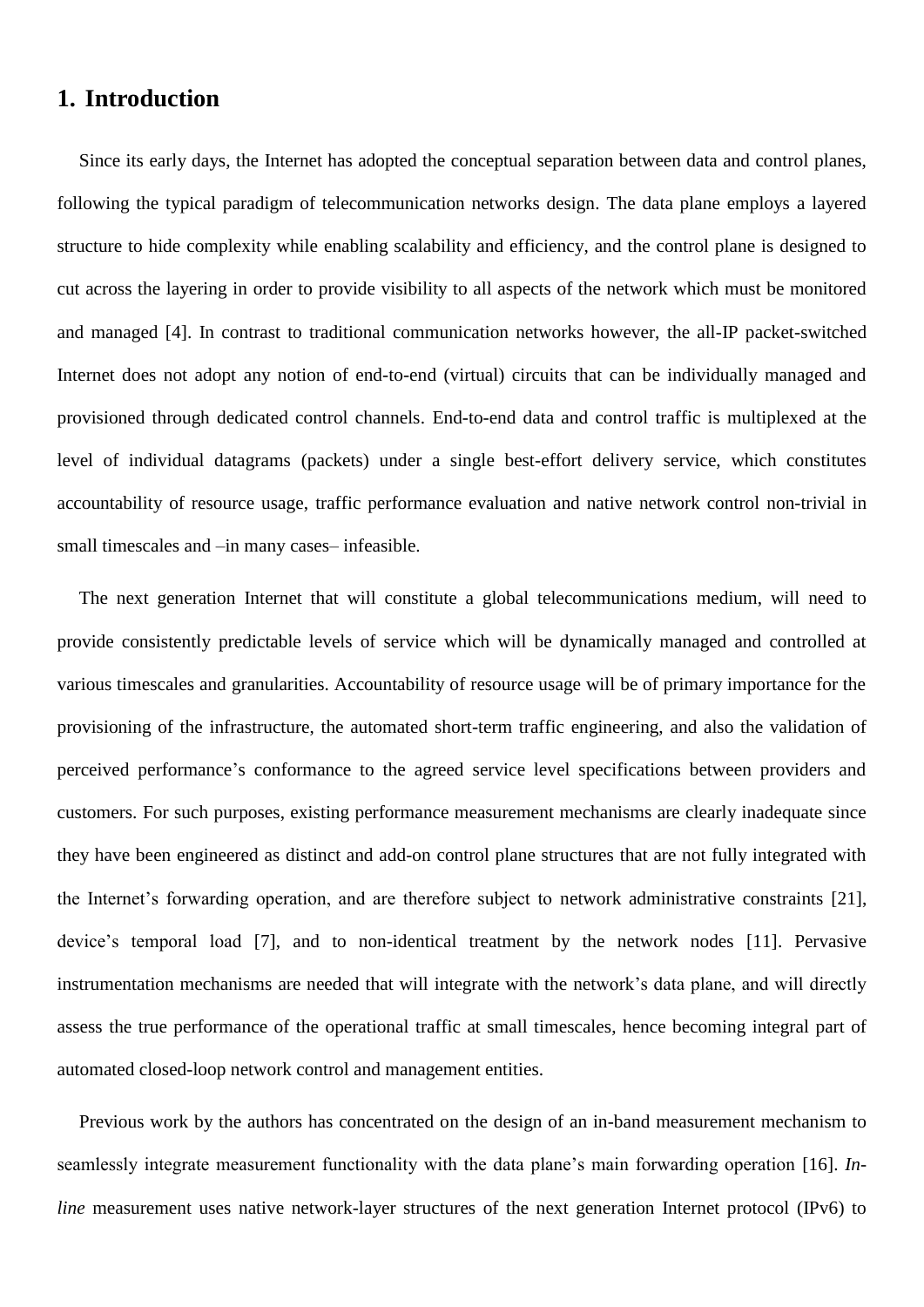## 1. Introduction

Since its early days, the Internet has adopted the conceptual separation between data and control planes, following the typical paradigm of telecommunication networks design. The data plane employs a layered structure to hide complexity while enabling scalability and efficiency, and the control plane is designed to cut across the layering in order to provide visibility to all aspects of the network which must be monitored and managed [4]. In contrast to traditional communication networks however, the all-IP packet-switched Internet does not adopt any notion of end-to-end (virtual) circuits that can be individually managed and provisioned through dedicated control channels. End-to-end data and control traffic is multiplexed at the level of individual datagrams (packets) under a single best-effort delivery service, which constitutes accountability of resource usage, traffic performance evaluation and native network control non-trivial in small timescales and –in many cases– infeasible.

The next generation Internet that will constitute a global telecommunications medium, will need to provide consistently predictable levels of service which will be dynamically managed and controlled at various timescales and granularities. Accountability of resource usage will be of primary importance for the provisioning of the infrastructure, the automated short-term traffic engineering, and also the validation of perceived performance's conformance to the agreed service level specifications between providers and customers. For such purposes, existing performance measurement mechanisms are clearly inadequate since they have been engineered as distinct and add-on control plane structures that are not fully integrated with the Internet's forwarding operation, and are therefore subject to network administrative constraints [21], device's temporal load [7], and to non-identical treatment by the network nodes [11]. Pervasive instrumentation mechanisms are needed that will integrate with the network's data plane, and will directly assess the true performance of the operational traffic at small timescales, hence becoming integral part of automated closed-loop network control and management entities.

Previous work by the authors has concentrated on the design of an in-band measurement mechanism to seamlessly integrate measurement functionality with the data plane's main forwarding operation [16]. *In-line* measurement uses native network-layer structures of the next generation Internet protocol (IPv6) to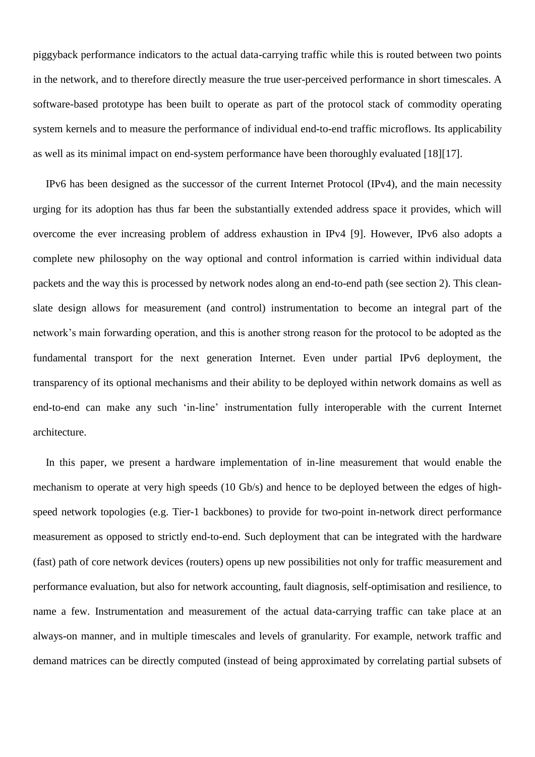piggyback performance indicators to the actual data-carrying traffic while this is routed between two points in the network, and to therefore directly measure the true user-perceived performance in short timescales. A software-based prototype has been built to operate as part of the protocol stack of commodity operating system kernels and to measure the performance of individual end-to-end traffic microflows. Its applicability as well as its minimal impact on end-system performance have been thoroughly evaluated [18][17].

IPv6 has been designed as the successor of the current Internet Protocol (IPv4), and the main necessity urging for its adoption has thus far been the substantially extended address space it provides, which will overcome the ever increasing problem of address exhaustion in IPv4 [9]. However, IPv6 also adopts a complete new philosophy on the way optional and control information is carried within individual data packets and the way this is processed by network nodes along an end-to-end path (see section 2). This clean-slate design allows for measurement (and control) instrumentation to become an integral part of the network's main forwarding operation, and this is another strong reason for the protocol to be adopted as the fundamental transport for the next generation Internet. Even under partial IPv6 deployment, the transparency of its optional mechanisms and their ability to be deployed within network domains as well as end-to-end can make any such 'in-line' instrumentation fully interoperable with the current Internet architecture.

In this paper, we present a hardware implementation of in-line measurement that would enable the mechanism to operate at very high speeds (10 Gb/s) and hence to be deployed between the edges of high-speed network topologies (e.g. Tier-1 backbones) to provide for two-point in-network direct performance measurement as opposed to strictly end-to-end. Such deployment that can be integrated with the hardware (fast) path of core network devices (routers) opens up new possibilities not only for traffic measurement and performance evaluation, but also for network accounting, fault diagnosis, self-optimisation and resilience, to name a few. Instrumentation and measurement of the actual data-carrying traffic can take place at an always-on manner, and in multiple timescales and levels of granularity. For example, network traffic and demand matrices can be directly computed (instead of being approximated by correlating partial subsets of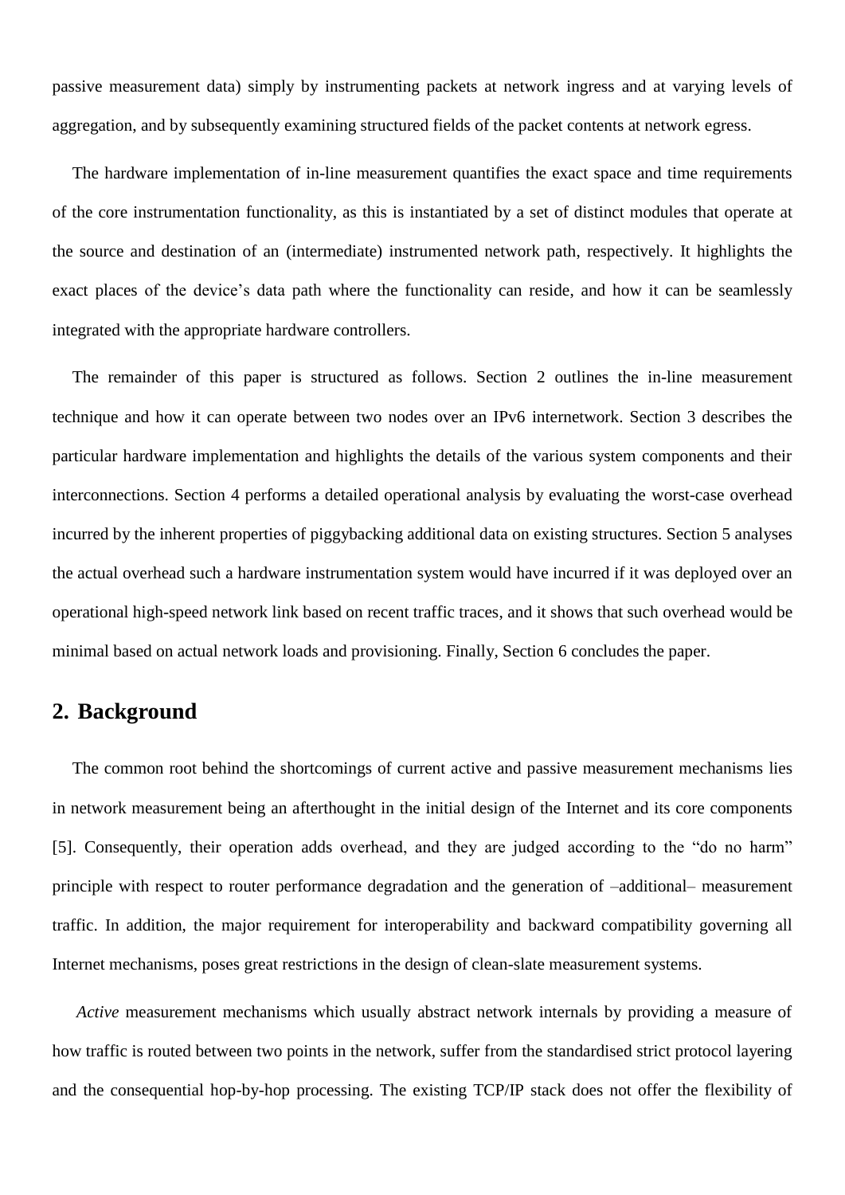passive measurement data) simply by instrumenting packets at network ingress and at varying levels of aggregation, and by subsequently examining structured fields of the packet contents at network egress.

The hardware implementation of in-line measurement quantifies the exact space and time requirements of the core instrumentation functionality, as this is instantiated by a set of distinct modules that operate at the source and destination of an (intermediate) instrumented network path, respectively. It highlights the exact places of the device's data path where the functionality can reside, and how it can be seamlessly integrated with the appropriate hardware controllers.

The remainder of this paper is structured as follows. Section 2 outlines the in-line measurement technique and how it can operate between two nodes over an IPv6 internetwork. Section 3 describes the particular hardware implementation and highlights the details of the various system components and their interconnections. Section 4 performs a detailed operational analysis by evaluating the worst-case overhead incurred by the inherent properties of piggybacking additional data on existing structures. Section 5 analyses the actual overhead such a hardware instrumentation system would have incurred if it was deployed over an operational high-speed network link based on recent traffic traces, and it shows that such overhead would be minimal based on actual network loads and provisioning. Finally, Section 6 concludes the paper.

## 2. Background

The common root behind the shortcomings of current active and passive measurement mechanisms lies in network measurement being an afterthought in the initial design of the Internet and its core components [5]. Consequently, their operation adds overhead, and they are judged according to the "do no harm" principle with respect to router performance degradation and the generation of –additional– measurement traffic. In addition, the major requirement for interoperability and backward compatibility governing all Internet mechanisms, poses great restrictions in the design of clean-slate measurement systems.

*Active* measurement mechanisms which usually abstract network internals by providing a measure of how traffic is routed between two points in the network, suffer from the standardised strict protocol layering and the consequential hop-by-hop processing. The existing TCP/IP stack does not offer the flexibility of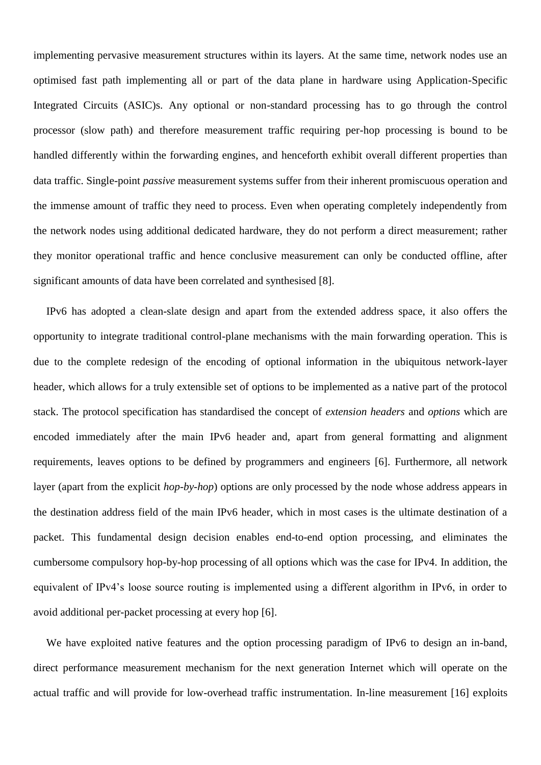implementing pervasive measurement structures within its layers. At the same time, network nodes use an optimised fast path implementing all or part of the data plane in hardware using Application-Specific Integrated Circuits (ASIC)s. Any optional or non-standard processing has to go through the control processor (slow path) and therefore measurement traffic requiring per-hop processing is bound to be handled differently within the forwarding engines, and henceforth exhibit overall different properties than data traffic. Single-point *passive* measurement systems suffer from their inherent promiscuous operation and the immense amount of traffic they need to process. Even when operating completely independently from the network nodes using additional dedicated hardware, they do not perform a direct measurement; rather they monitor operational traffic and hence conclusive measurement can only be conducted offline, after significant amounts of data have been correlated and synthesised [8].

IPv6 has adopted a clean-slate design and apart from the extended address space, it also offers the opportunity to integrate traditional control-plane mechanisms with the main forwarding operation. This is due to the complete redesign of the encoding of optional information in the ubiquitous network-layer header, which allows for a truly extensible set of options to be implemented as a native part of the protocol stack. The protocol specification has standardised the concept of *extension headers* and *options* which are encoded immediately after the main IPv6 header and, apart from general formatting and alignment requirements, leaves options to be defined by programmers and engineers [6]. Furthermore, all network layer (apart from the explicit *hop-by-hop*) options are only processed by the node whose address appears in the destination address field of the main IPv6 header, which in most cases is the ultimate destination of a packet. This fundamental design decision enables end-to-end option processing, and eliminates the cumbersome compulsory hop-by-hop processing of all options which was the case for IPv4. In addition, the equivalent of IPv4's loose source routing is implemented using a different algorithm in IPv6, in order to avoid additional per-packet processing at every hop [6].

We have exploited native features and the option processing paradigm of IPv6 to design an in-band, direct performance measurement mechanism for the next generation Internet which will operate on the actual traffic and will provide for low-overhead traffic instrumentation. In-line measurement [16] exploits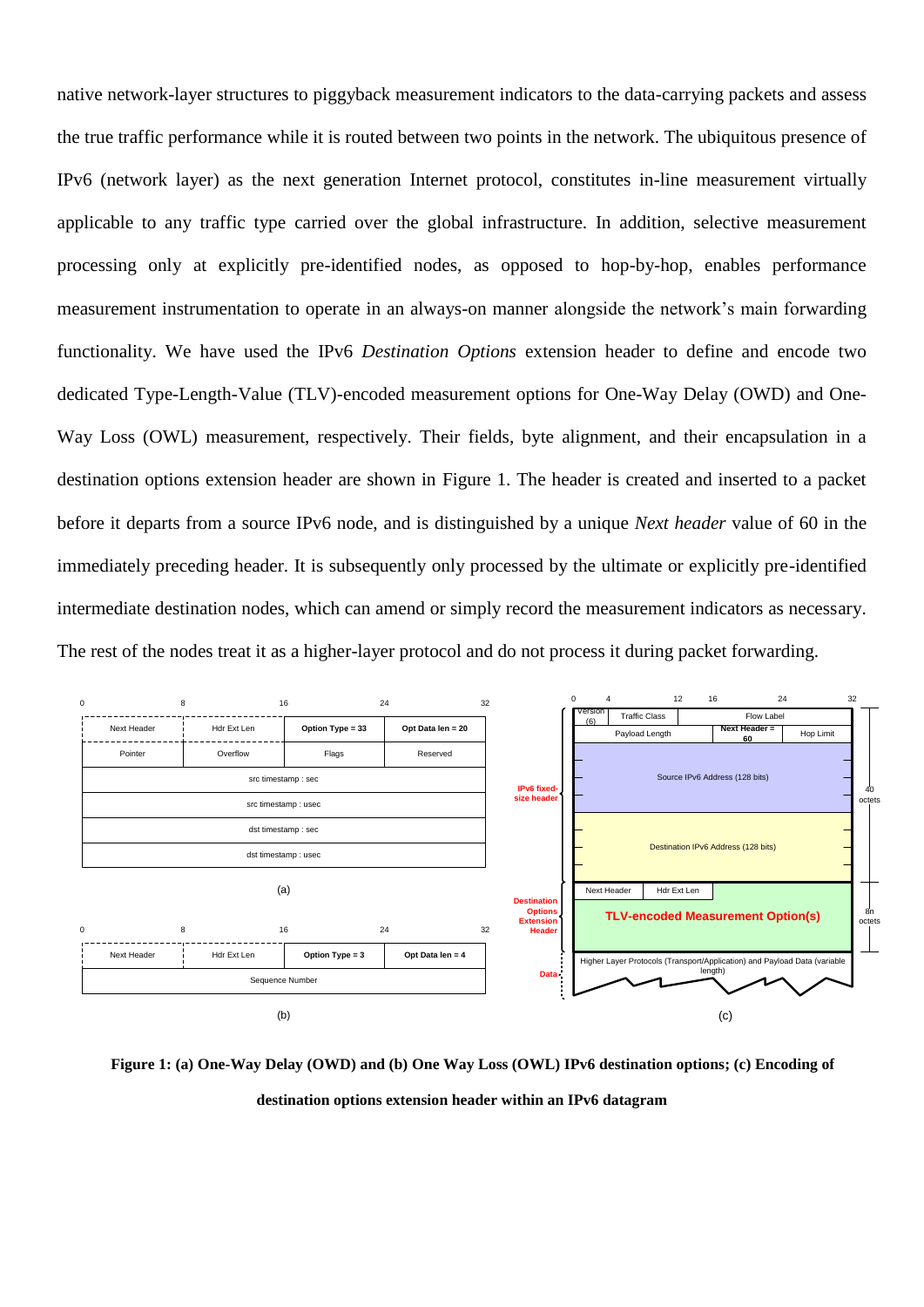native network-layer structures to piggyback measurement indicators to the data-carrying packets and assess the true traffic performance while it is routed between two points in the network. The ubiquitous presence of IPv6 (network layer) as the next generation Internet protocol, constitutes in-line measurement virtually applicable to any traffic type carried over the global infrastructure. In addition, selective measurement processing only at explicitly pre-identified nodes, as opposed to hop-by-hop, enables performance measurement instrumentation to operate in an always-on manner alongside the network's main forwarding functionality. We have used the IPv6 *Destination Options* extension header to define and encode two dedicated Type-Length-Value (TLV)-encoded measurement options for One-Way Delay (OWD) and One-Way Loss (OWL) measurement, respectively. Their fields, byte alignment, and their encapsulation in a destination options extension header are shown in Figure 1. The header is created and inserted to a packet before it departs from a source IPv6 node, and is distinguished by a unique *Next header* value of 60 in the immediately preceding header. It is subsequently only processed by the ultimate or explicitly pre-identified intermediate destination nodes, which can amend or simply record the measurement indicators as necessary. The rest of the nodes treat it as a higher-layer protocol and do not process it during packet forwarding.

**Figure 1: (a) One-Way Delay (OWD) and (b) One Way Loss (OWL) IPv6 destination options; (c) Encoding of destination options extension header within an IPv6 datagram**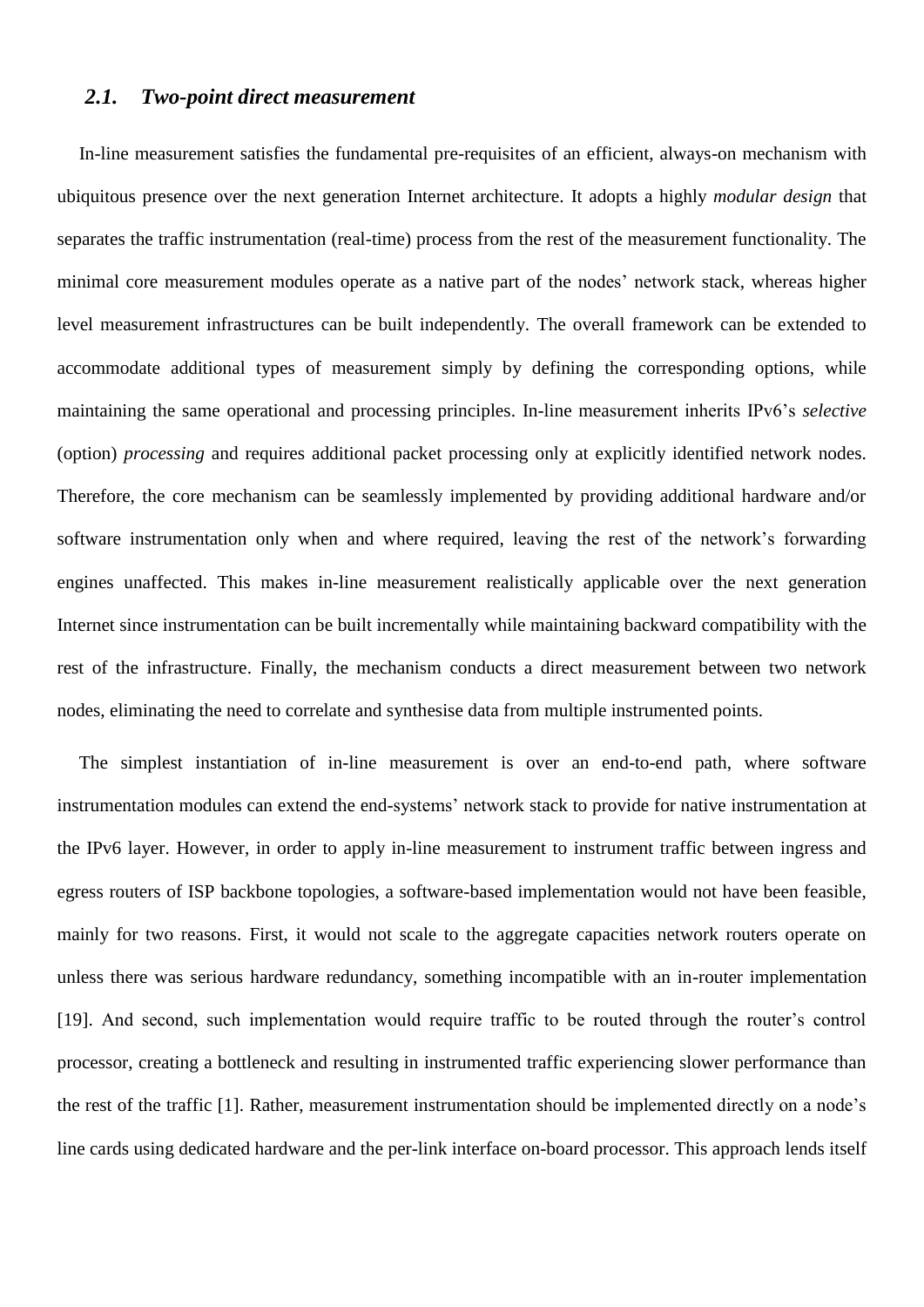### *2.1. Two-point direct measurement*

In-line measurement satisfies the fundamental pre-requisites of an efficient, always-on mechanism with ubiquitous presence over the next generation Internet architecture. It adopts a highly *modular design* that separates the traffic instrumentation (real-time) process from the rest of the measurement functionality. The minimal core measurement modules operate as a native part of the nodes' network stack, whereas higher level measurement infrastructures can be built independently. The overall framework can be extended to accommodate additional types of measurement simply by defining the corresponding options, while maintaining the same operational and processing principles. In-line measurement inherits IPv6's *selective* (option) *processing* and requires additional packet processing only at explicitly identified network nodes. Therefore, the core mechanism can be seamlessly implemented by providing additional hardware and/or software instrumentation only when and where required, leaving the rest of the network's forwarding engines unaffected. This makes in-line measurement realistically applicable over the next generation Internet since instrumentation can be built incrementally while maintaining backward compatibility with the rest of the infrastructure. Finally, the mechanism conducts a direct measurement between two network nodes, eliminating the need to correlate and synthesise data from multiple instrumented points.

The simplest instantiation of in-line measurement is over an end-to-end path, where software instrumentation modules can extend the end-systems' network stack to provide for native instrumentation at the IPv6 layer. However, in order to apply in-line measurement to instrument traffic between ingress and egress routers of ISP backbone topologies, a software-based implementation would not have been feasible, mainly for two reasons. First, it would not scale to the aggregate capacities network routers operate on unless there was serious hardware redundancy, something incompatible with an in-router implementation [19]. And second, such implementation would require traffic to be routed through the router's control processor, creating a bottleneck and resulting in instrumented traffic experiencing slower performance than the rest of the traffic [1]. Rather, measurement instrumentation should be implemented directly on a node's line cards using dedicated hardware and the per-link interface on-board processor. This approach lends itself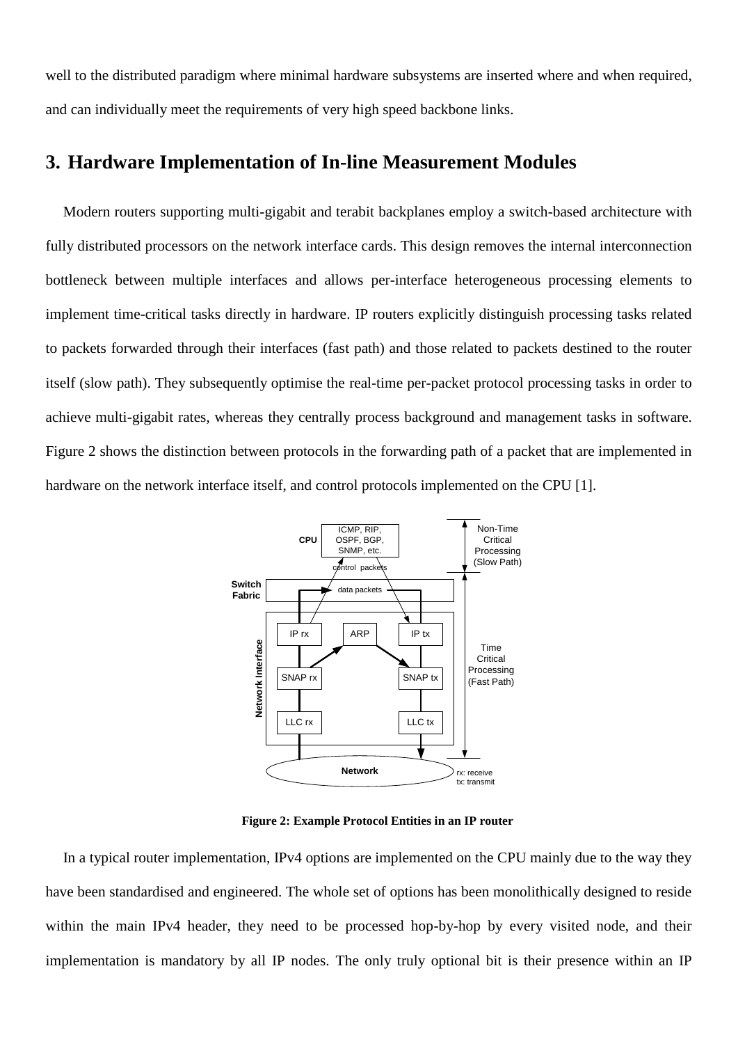well to the distributed paradigm where minimal hardware subsystems are inserted where and when required, and can individually meet the requirements of very high speed backbone links.

## 3. Hardware Implementation of In-line Measurement Modules

Modern routers supporting multi-gigabit and terabit backplanes employ a switch-based architecture with fully distributed processors on the network interface cards. This design removes the internal interconnection bottleneck between multiple interfaces and allows per-interface heterogeneous processing elements to implement time-critical tasks directly in hardware. IP routers explicitly distinguish processing tasks related to packets forwarded through their interfaces (fast path) and those related to packets destined to the router itself (slow path). They subsequently optimise the real-time per-packet protocol processing tasks in order to achieve multi-gigabit rates, whereas they centrally process background and management tasks in software. Figure 2 shows the distinction between protocols in the forwarding path of a packet that are implemented in hardware on the network interface itself, and control protocols implemented on the CPU [1].

**Figure 2: Example Protocol Entities in an IP router**

In a typical router implementation, IPv4 options are implemented on the CPU mainly due to the way they have been standardised and engineered. The whole set of options has been monolithically designed to reside within the main IPv4 header, they need to be processed hop-by-hop by every visited node, and their implementation is mandatory by all IP nodes. The only truly optional bit is their presence within an IP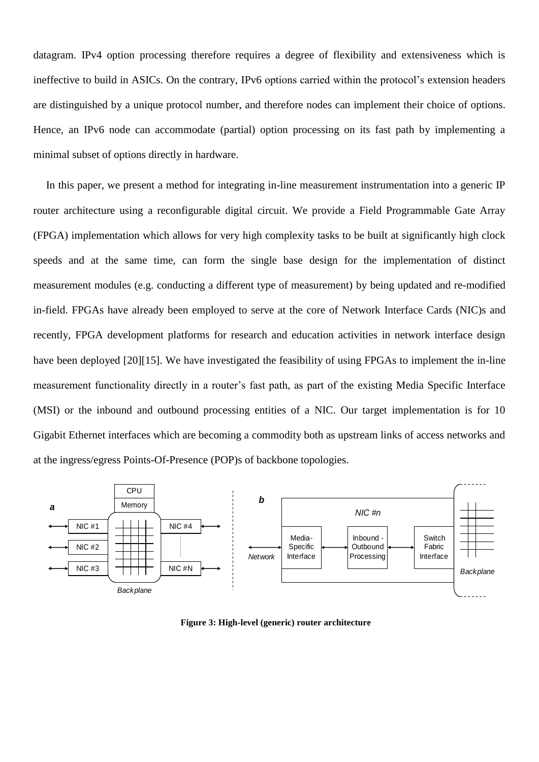datagram. IPv4 option processing therefore requires a degree of flexibility and extensiveness which is ineffective to build in ASICs. On the contrary, IPv6 options carried within the protocol's extension headers are distinguished by a unique protocol number, and therefore nodes can implement their choice of options. Hence, an IPv6 node can accommodate (partial) option processing on its fast path by implementing a minimal subset of options directly in hardware.

In this paper, we present a method for integrating in-line measurement instrumentation into a generic IP router architecture using a reconfigurable digital circuit. We provide a Field Programmable Gate Array (FPGA) implementation which allows for very high complexity tasks to be built at significantly high clock speeds and at the same time, can form the single base design for the implementation of distinct measurement modules (e.g. conducting a different type of measurement) by being updated and re-modified in-field. FPGAs have already been employed to serve at the core of Network Interface Cards (NIC)s and recently, FPGA development platforms for research and education activities in network interface design have been deployed [20][15]. We have investigated the feasibility of using FPGAs to implement the in-line measurement functionality directly in a router's fast path, as part of the existing Media Specific Interface (MSI) or the inbound and outbound processing entities of a NIC. Our target implementation is for 10 Gigabit Ethernet interfaces which are becoming a commodity both as upstream links of access networks and at the ingress/egress Points-Of-Presence (POP)s of backbone topologies.

**Figure 3: High-level (generic) router architecture**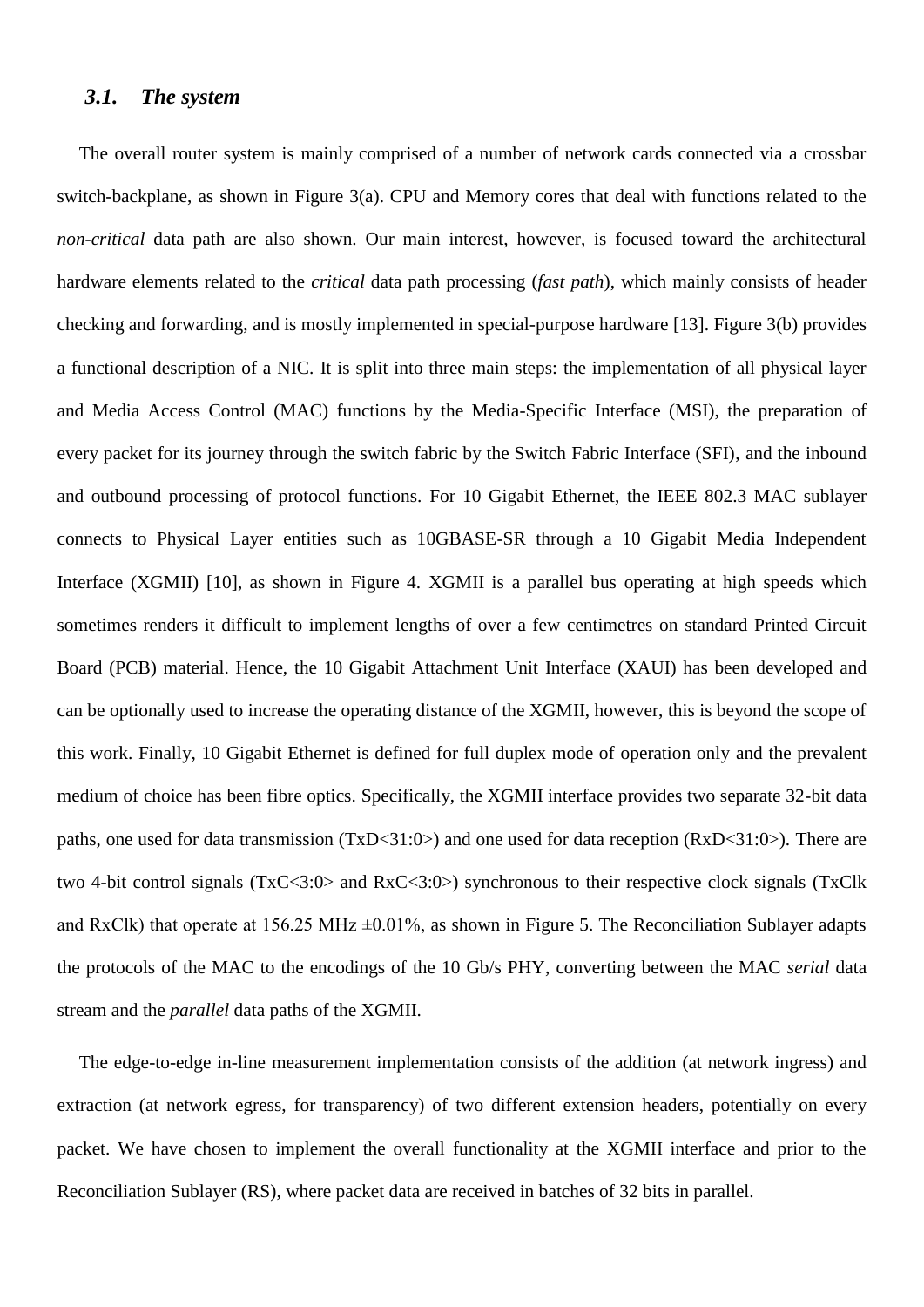### *3.1. The system*

The overall router system is mainly comprised of a number of network cards connected via a crossbar switch-backplane, as shown in Figure 3(a). CPU and Memory cores that deal with functions related to the *non-critical* data path are also shown. Our main interest, however, is focused toward the architectural hardware elements related to the *critical* data path processing (*fast path*), which mainly consists of header checking and forwarding, and is mostly implemented in special-purpose hardware [13]. Figure 3(b) provides a functional description of a NIC. It is split into three main steps: the implementation of all physical layer and Media Access Control (MAC) functions by the Media-Specific Interface (MSI), the preparation of every packet for its journey through the switch fabric by the Switch Fabric Interface (SFI), and the inbound and outbound processing of protocol functions. For 10 Gigabit Ethernet, the IEEE 802.3 MAC sublayer connects to Physical Layer entities such as 10GBASE-SR through a 10 Gigabit Media Independent Interface (XGMII) [10], as shown in Figure 4. XGMII is a parallel bus operating at high speeds which sometimes renders it difficult to implement lengths of over a few centimetres on standard Printed Circuit Board (PCB) material. Hence, the 10 Gigabit Attachment Unit Interface (XAUI) has been developed and can be optionally used to increase the operating distance of the XGMII, however, this is beyond the scope of this work. Finally, 10 Gigabit Ethernet is defined for full duplex mode of operation only and the prevalent medium of choice has been fibre optics. Specifically, the XGMII interface provides two separate 32-bit data paths, one used for data transmission (TxD<31:0>) and one used for data reception (RxD<31:0>). There are two 4-bit control signals (TxC<3:0> and RxC<3:0>) synchronous to their respective clock signals (TxClk and RxClk) that operate at 156.25 MHz $\pm$0.01%, as shown in Figure 5. The Reconciliation Sublayer adapts the protocols of the MAC to the encodings of the 10 Gb/s PHY, converting between the MAC *serial* data stream and the *parallel* data paths of the XGMII.

The edge-to-edge in-line measurement implementation consists of the addition (at network ingress) and extraction (at network egress, for transparency) of two different extension headers, potentially on every packet. We have chosen to implement the overall functionality at the XGMII interface and prior to the Reconciliation Sublayer (RS), where packet data are received in batches of 32 bits in parallel.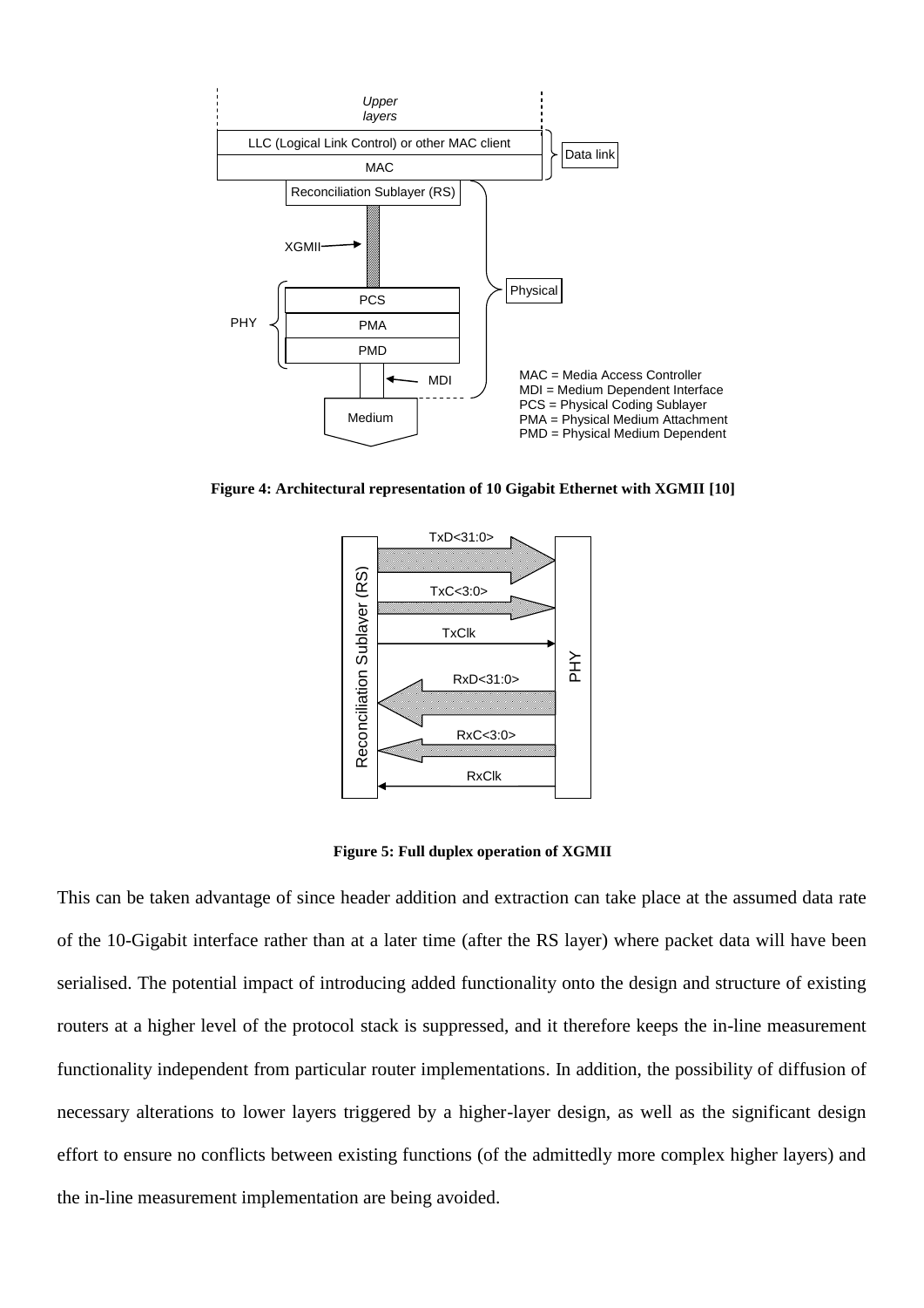**Figure 4: Architectural representation of 10 Gigabit Ethernet with XGMII [10]**

**Figure 5: Full duplex operation of XGMII**

This can be taken advantage of since header addition and extraction can take place at the assumed data rate of the 10-Gigabit interface rather than at a later time (after the RS layer) where packet data will have been serialised. The potential impact of introducing added functionality onto the design and structure of existing routers at a higher level of the protocol stack is suppressed, and it therefore keeps the in-line measurement functionality independent from particular router implementations. In addition, the possibility of diffusion of necessary alterations to lower layers triggered by a higher-layer design, as well as the significant design effort to ensure no conflicts between existing functions (of the admittedly more complex higher layers) and the in-line measurement implementation are being avoided.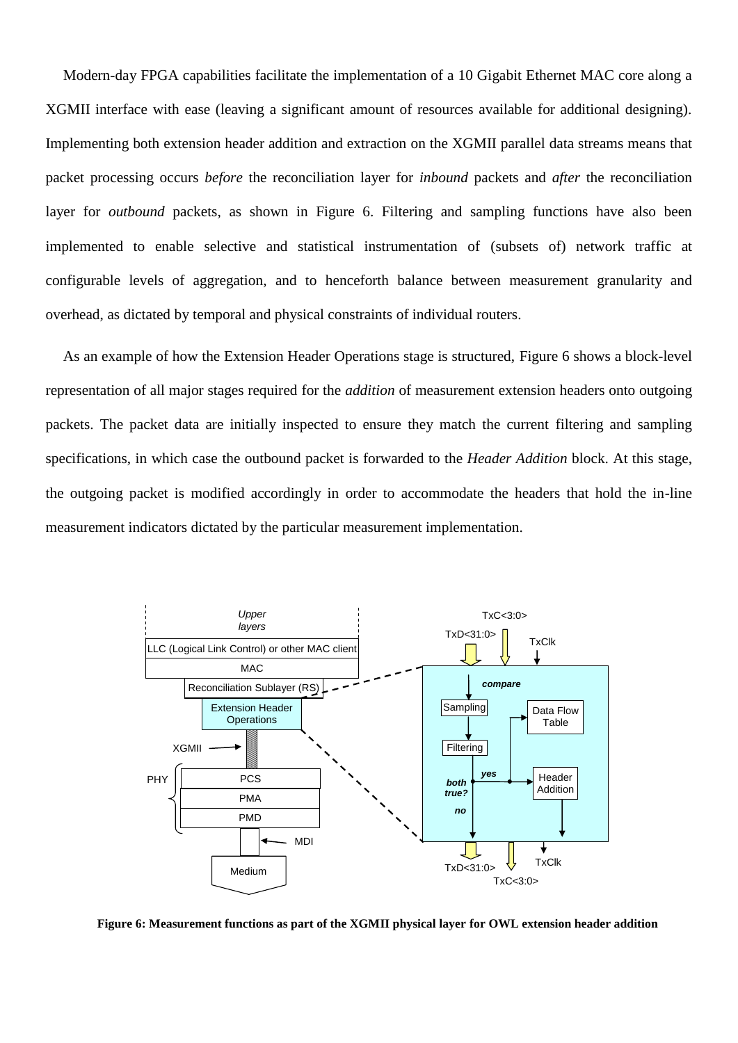Modern-day FPGA capabilities facilitate the implementation of a 10 Gigabit Ethernet MAC core along a XGMII interface with ease (leaving a significant amount of resources available for additional designing). Implementing both extension header addition and extraction on the XGMII parallel data streams means that packet processing occurs *before* the reconciliation layer for *inbound* packets and *after* the reconciliation layer for *outbound* packets, as shown in Figure 6. Filtering and sampling functions have also been implemented to enable selective and statistical instrumentation of (subsets of) network traffic at configurable levels of aggregation, and to henceforth balance between measurement granularity and overhead, as dictated by temporal and physical constraints of individual routers.

As an example of how the Extension Header Operations stage is structured, Figure 6 shows a block-level representation of all major stages required for the *addition* of measurement extension headers onto outgoing packets. The packet data are initially inspected to ensure they match the current filtering and sampling specifications, in which case the outbound packet is forwarded to the *Header Addition* block. At this stage, the outgoing packet is modified accordingly in order to accommodate the headers that hold the in-line measurement indicators dictated by the particular measurement implementation.

**Figure 6: Measurement functions as part of the XGMII physical layer for OWL extension header addition**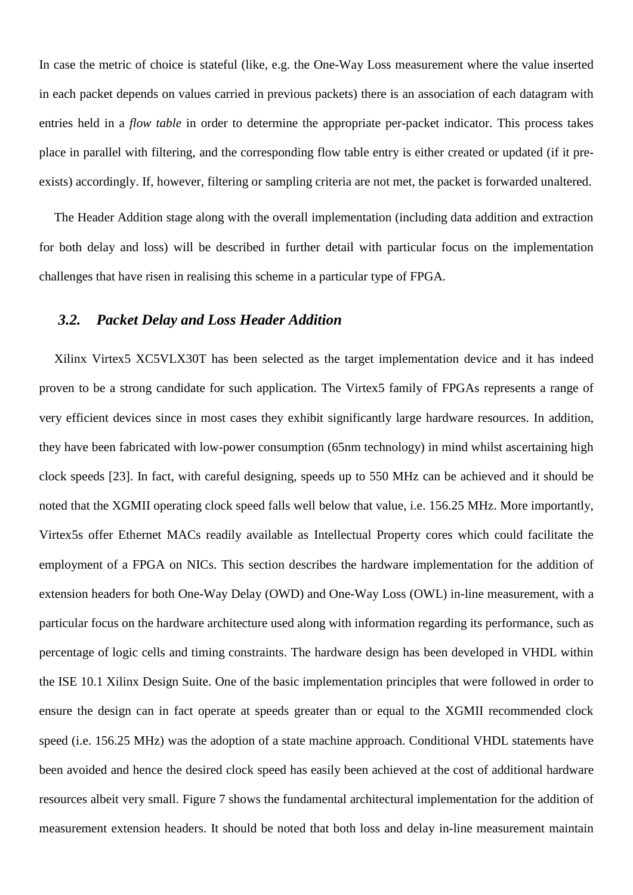In case the metric of choice is stateful (like, e.g. the One-Way Loss measurement where the value inserted in each packet depends on values carried in previous packets) there is an association of each datagram with entries held in a *flow table* in order to determine the appropriate per-packet indicator. This process takes place in parallel with filtering, and the corresponding flow table entry is either created or updated (if it pre-exists) accordingly. If, however, filtering or sampling criteria are not met, the packet is forwarded unaltered.

The Header Addition stage along with the overall implementation (including data addition and extraction for both delay and loss) will be described in further detail with particular focus on the implementation challenges that have risen in realising this scheme in a particular type of FPGA.

### *3.2. Packet Delay and Loss Header Addition*

Xilinx Virtex5 XC5VLX30T has been selected as the target implementation device and it has indeed proven to be a strong candidate for such application. The Virtex5 family of FPGAs represents a range of very efficient devices since in most cases they exhibit significantly large hardware resources. In addition, they have been fabricated with low-power consumption (65nm technology) in mind whilst ascertaining high clock speeds [23]. In fact, with careful designing, speeds up to 550 MHz can be achieved and it should be noted that the XGMII operating clock speed falls well below that value, i.e. 156.25 MHz. More importantly, Virtex5s offer Ethernet MACs readily available as Intellectual Property cores which could facilitate the employment of a FPGA on NICs. This section describes the hardware implementation for the addition of extension headers for both One-Way Delay (OWD) and One-Way Loss (OWL) in-line measurement, with a particular focus on the hardware architecture used along with information regarding its performance, such as percentage of logic cells and timing constraints. The hardware design has been developed in VHDL within the ISE 10.1 Xilinx Design Suite. One of the basic implementation principles that were followed in order to ensure the design can in fact operate at speeds greater than or equal to the XGMII recommended clock speed (i.e. 156.25 MHz) was the adoption of a state machine approach. Conditional VHDL statements have been avoided and hence the desired clock speed has easily been achieved at the cost of additional hardware resources albeit very small. Figure 7 shows the fundamental architectural implementation for the addition of measurement extension headers. It should be noted that both loss and delay in-line measurement maintain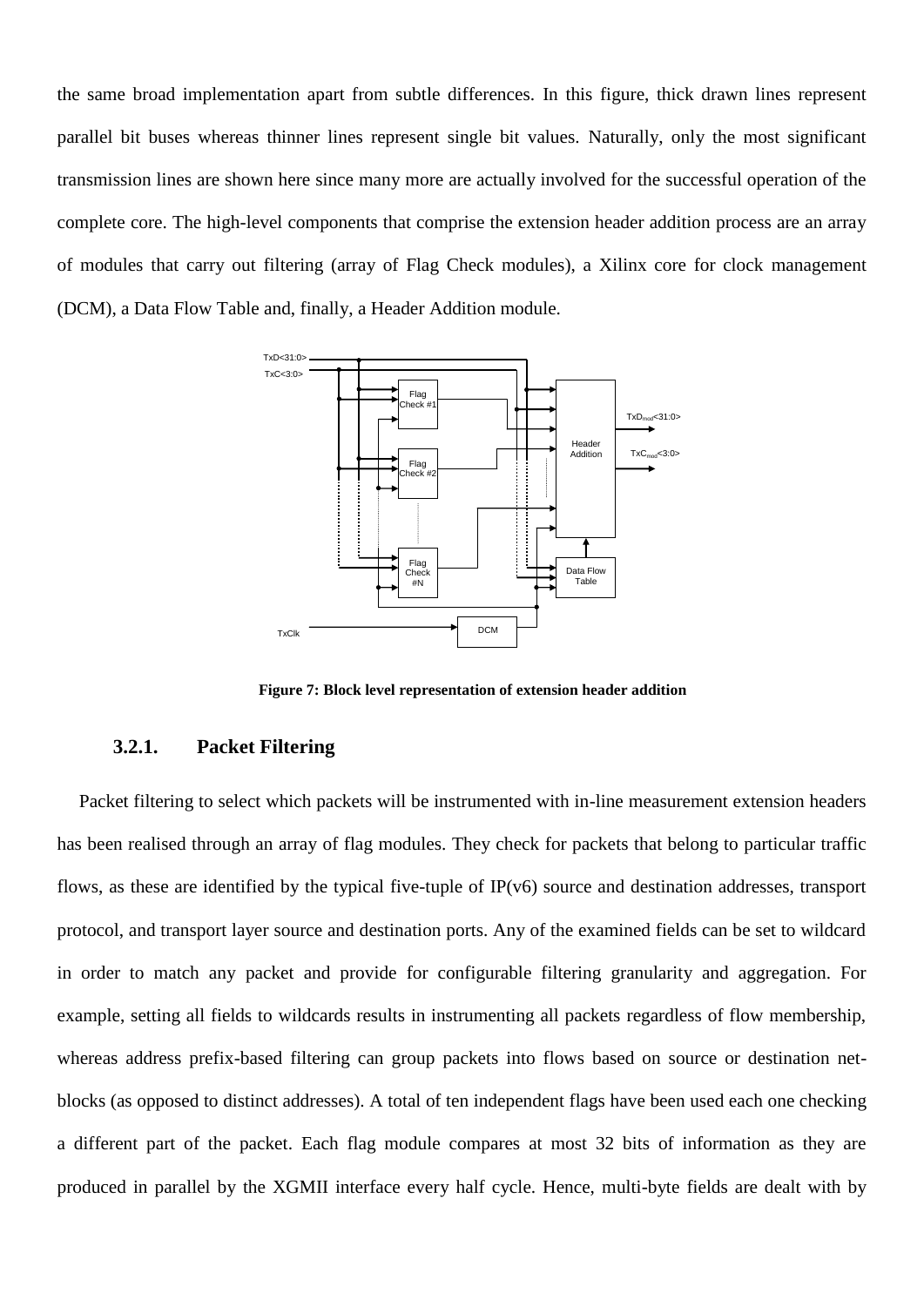the same broad implementation apart from subtle differences. In this figure, thick drawn lines represent parallel bit buses whereas thinner lines represent single bit values. Naturally, only the most significant transmission lines are shown here since many more are actually involved for the successful operation of the complete core. The high-level components that comprise the extension header addition process are an array of modules that carry out filtering (array of Flag Check modules), a Xilinx core for clock management (DCM), a Data Flow Table and, finally, a Header Addition module.

**Figure 7: Block level representation of extension header addition**

### 3.2.1. Packet Filtering

Packet filtering to select which packets will be instrumented with in-line measurement extension headers has been realised through an array of flag modules. They check for packets that belong to particular traffic flows, as these are identified by the typical five-tuple of IP(v6) source and destination addresses, transport protocol, and transport layer source and destination ports. Any of the examined fields can be set to wildcard in order to match any packet and provide for configurable filtering granularity and aggregation. For example, setting all fields to wildcards results in instrumenting all packets regardless of flow membership, whereas address prefix-based filtering can group packets into flows based on source or destination net-blocks (as opposed to distinct addresses). A total of ten independent flags have been used each one checking a different part of the packet. Each flag module compares at most 32 bits of information as they are produced in parallel by the XGMII interface every half cycle. Hence, multi-byte fields are dealt with by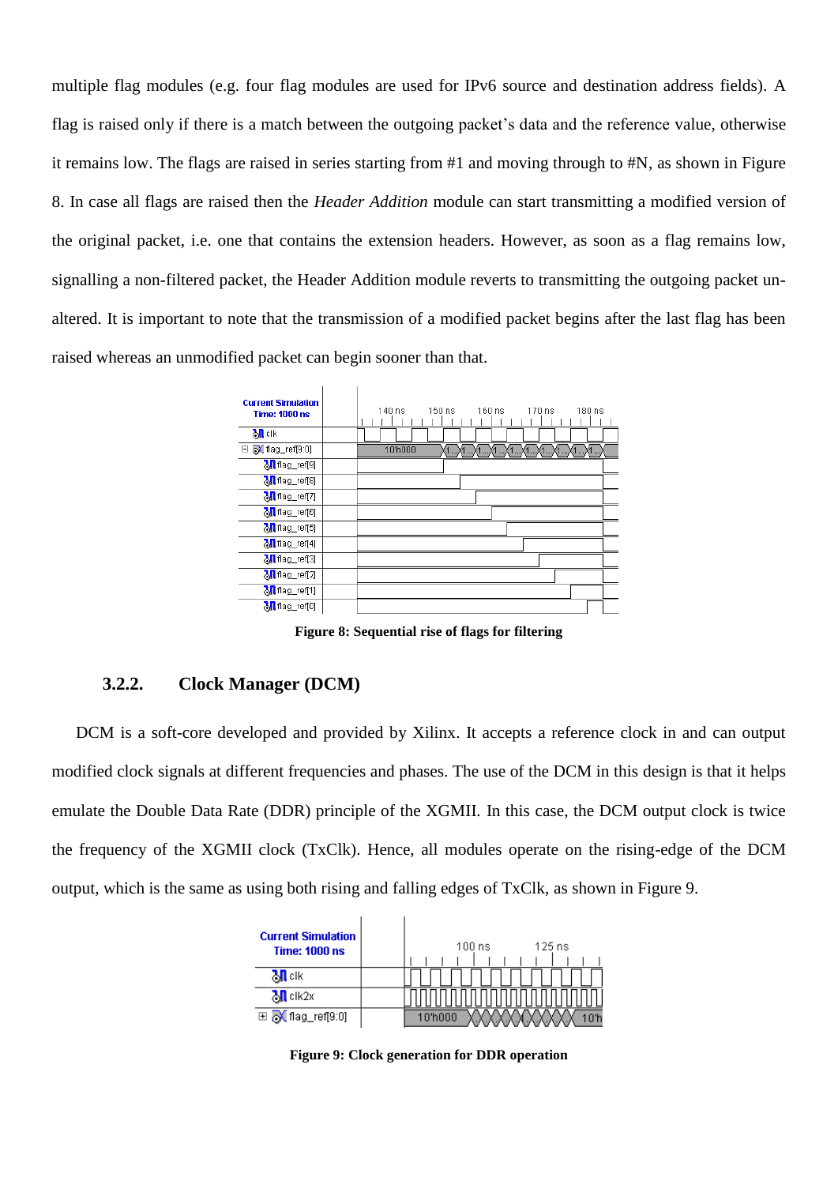multiple flag modules (e.g. four flag modules are used for IPv6 source and destination address fields). A flag is raised only if there is a match between the outgoing packet's data and the reference value, otherwise it remains low. The flags are raised in series starting from #1 and moving through to #N, as shown in Figure 8. In case all flags are raised then the *Header Addition* module can start transmitting a modified version of the original packet, i.e. one that contains the extension headers. However, as soon as a flag remains low, signalling a non-filtered packet, the Header Addition module reverts to transmitting the outgoing packet un-altered. It is important to note that the transmission of a modified packet begins after the last flag has been raised whereas an unmodified packet can begin sooner than that.

**Figure 8: Sequential rise of flags for filtering**

### 3.2.2. Clock Manager (DCM)

DCM is a soft-core developed and provided by Xilinx. It accepts a reference clock in and can output modified clock signals at different frequencies and phases. The use of the DCM in this design is that it helps emulate the Double Data Rate (DDR) principle of the XGMII. In this case, the DCM output clock is twice the frequency of the XGMII clock (TxClk). Hence, all modules operate on the rising-edge of the DCM output, which is the same as using both rising and falling edges of TxClk, as shown in Figure 9.

**Figure 9: Clock generation for DDR operation**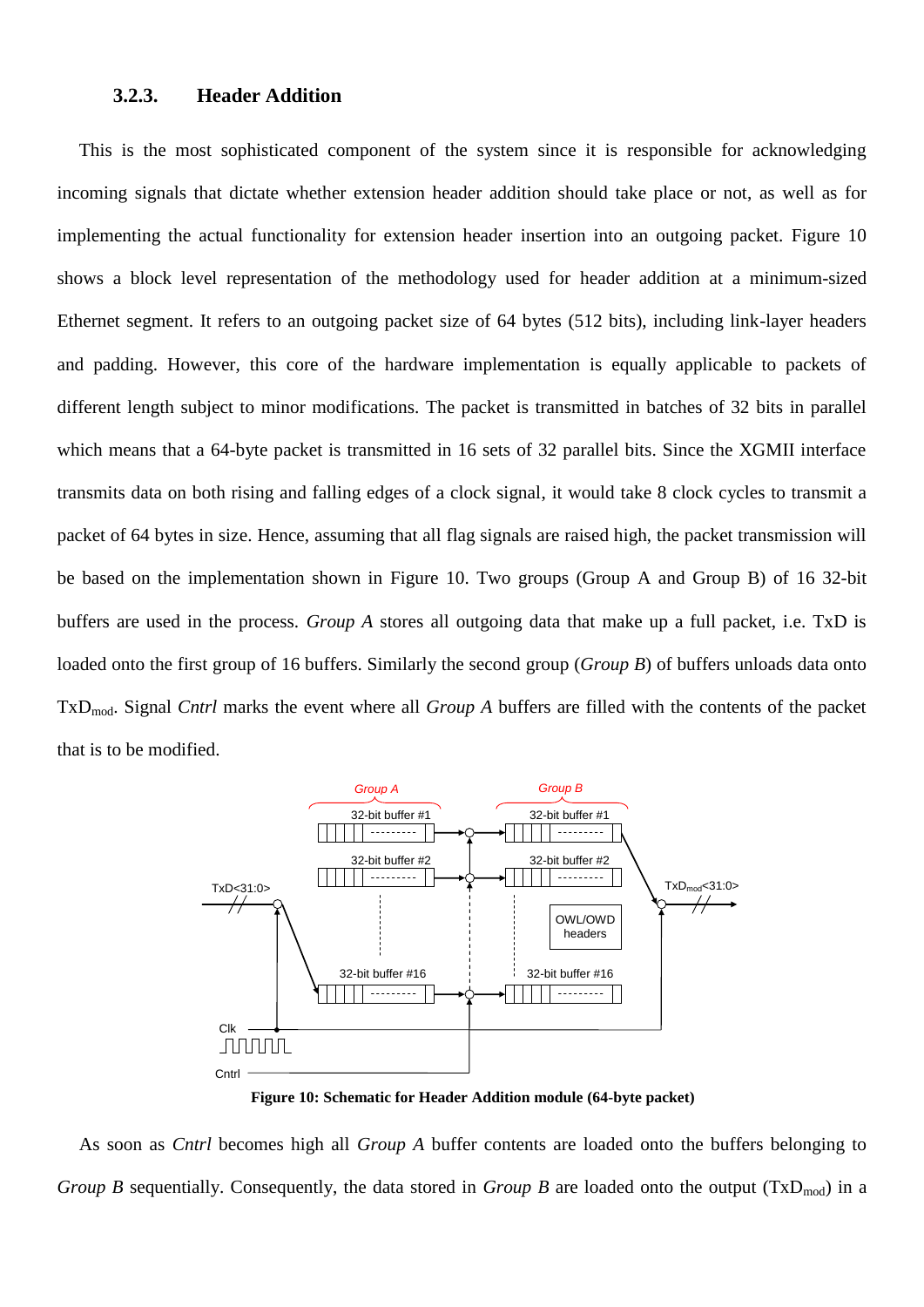### 3.2.3. Header Addition

This is the most sophisticated component of the system since it is responsible for acknowledging incoming signals that dictate whether extension header addition should take place or not, as well as for implementing the actual functionality for extension header insertion into an outgoing packet. Figure 10 shows a block level representation of the methodology used for header addition at a minimum-sized Ethernet segment. It refers to an outgoing packet size of 64 bytes (512 bits), including link-layer headers and padding. However, this core of the hardware implementation is equally applicable to packets of different length subject to minor modifications. The packet is transmitted in batches of 32 bits in parallel which means that a 64-byte packet is transmitted in 16 sets of 32 parallel bits. Since the XGMII interface transmits data on both rising and falling edges of a clock signal, it would take 8 clock cycles to transmit a packet of 64 bytes in size. Hence, assuming that all flag signals are raised high, the packet transmission will be based on the implementation shown in Figure 10. Two groups (Group A and Group B) of 16 32-bit buffers are used in the process. *Group A* stores all outgoing data that make up a full packet, i.e. TxD is loaded onto the first group of 16 buffers. Similarly the second group (*Group B*) of buffers unloads data onto $TxD_{mod}$. Signal *Cntrl* marks the event where all *Group A* buffers are filled with the contents of the packet that is to be modified.

**Figure 10: Schematic for Header Addition module (64-byte packet)**

As soon as *Cntrl* becomes high all *Group A* buffer contents are loaded onto the buffers belonging to *Group B* sequentially. Consequently, the data stored in *Group B* are loaded onto the output ($TxD_{mod}$) in a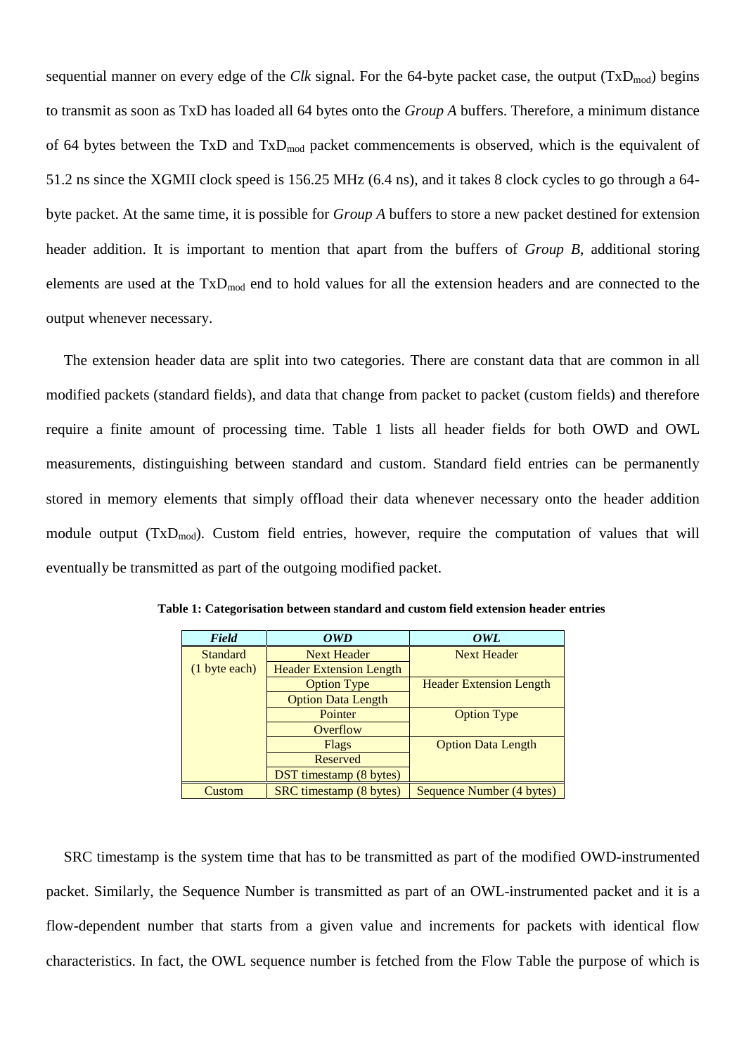sequential manner on every edge of the *Clk* signal. For the 64-byte packet case, the output ($TxD_{mod}$) begins to transmit as soon as TxD has loaded all 64 bytes onto the *Group A* buffers. Therefore, a minimum distance of 64 bytes between the TxD and $TxD_{mod}$ packet commencements is observed, which is the equivalent of 51.2 ns since the XGMII clock speed is 156.25 MHz (6.4 ns), and it takes 8 clock cycles to go through a 64-byte packet. At the same time, it is possible for *Group A* buffers to store a new packet destined for extension header addition. It is important to mention that apart from the buffers of *Group B*, additional storing elements are used at the $TxD_{mod}$ end to hold values for all the extension headers and are connected to the output whenever necessary.

The extension header data are split into two categories. There are constant data that are common in all modified packets (standard fields), and data that change from packet to packet (custom fields) and therefore require a finite amount of processing time. Table 1 lists all header fields for both OWD and OWL measurements, distinguishing between standard and custom. Standard field entries can be permanently stored in memory elements that simply offload their data whenever necessary onto the header addition module output ($TxD_{mod}$). Custom field entries, however, require the computation of values that will eventually be transmitted as part of the outgoing modified packet.

**Table 1: Categorisation between standard and custom field extension header entries**

| ***Field*** | ***OWD*** | ***OWL*** |
|---|---|---|
| Standard (1 byte each) | Next Header | Next Header |
| | Header Extension Length | |
| | Option Type | Header Extension Length |
| | Option Data Length | |
| | Pointer | Option Type |
| | Overflow | |
| | Flags | Option Data Length |
| | Reserved | |
| | DST timestamp (8 bytes) | |
| Custom | SRC timestamp (8 bytes) | Sequence Number (4 bytes) |

SRC timestamp is the system time that has to be transmitted as part of the modified OWD-instrumented packet. Similarly, the Sequence Number is transmitted as part of an OWL-instrumented packet and it is a flow-dependent number that starts from a given value and increments for packets with identical flow characteristics. In fact, the OWL sequence number is fetched from the Flow Table the purpose of which is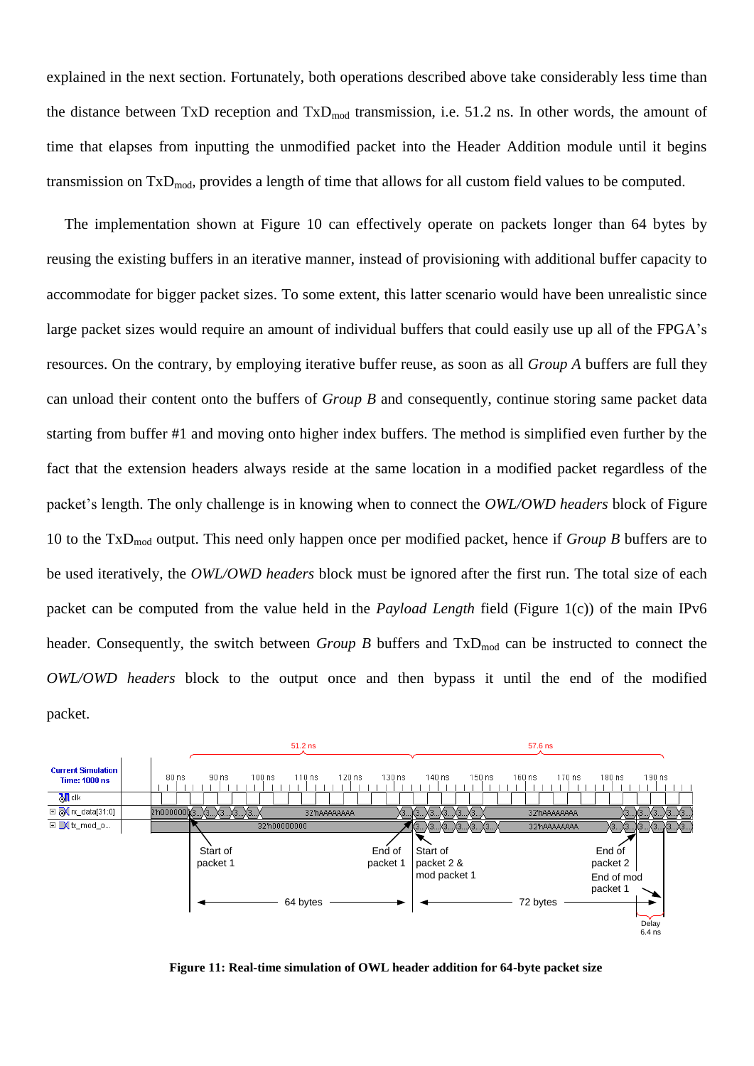explained in the next section. Fortunately, both operations described above take considerably less time than the distance between TxD reception and $TxD_{mod}$ transmission, i.e. 51.2 ns. In other words, the amount of time that elapses from inputting the unmodified packet into the Header Addition module until it begins transmission on $TxD_{mod}$, provides a length of time that allows for all custom field values to be computed.

The implementation shown at Figure 10 can effectively operate on packets longer than 64 bytes by reusing the existing buffers in an iterative manner, instead of provisioning with additional buffer capacity to accommodate for bigger packet sizes. To some extent, this latter scenario would have been unrealistic since large packet sizes would require an amount of individual buffers that could easily use up all of the FPGA's resources. On the contrary, by employing iterative buffer reuse, as soon as all *Group A* buffers are full they can unload their content onto the buffers of *Group B* and consequently, continue storing same packet data starting from buffer #1 and moving onto higher index buffers. The method is simplified even further by the fact that the extension headers always reside at the same location in a modified packet regardless of the packet's length. The only challenge is in knowing when to connect the *OWL/OWD headers* block of Figure 10 to the $TxD_{mod}$ output. This need only happen once per modified packet, hence if *Group B* buffers are to be used iteratively, the *OWL/OWD headers* block must be ignored after the first run. The total size of each packet can be computed from the value held in the *Payload Length* field (Figure 1(c)) of the main IPv6 header. Consequently, the switch between *Group B* buffers and $TxD_{mod}$ can be instructed to connect the *OWL/OWD headers* block to the output once and then bypass it until the end of the modified packet.

**Figure 11: Real-time simulation of OWL header addition for 64-byte packet size**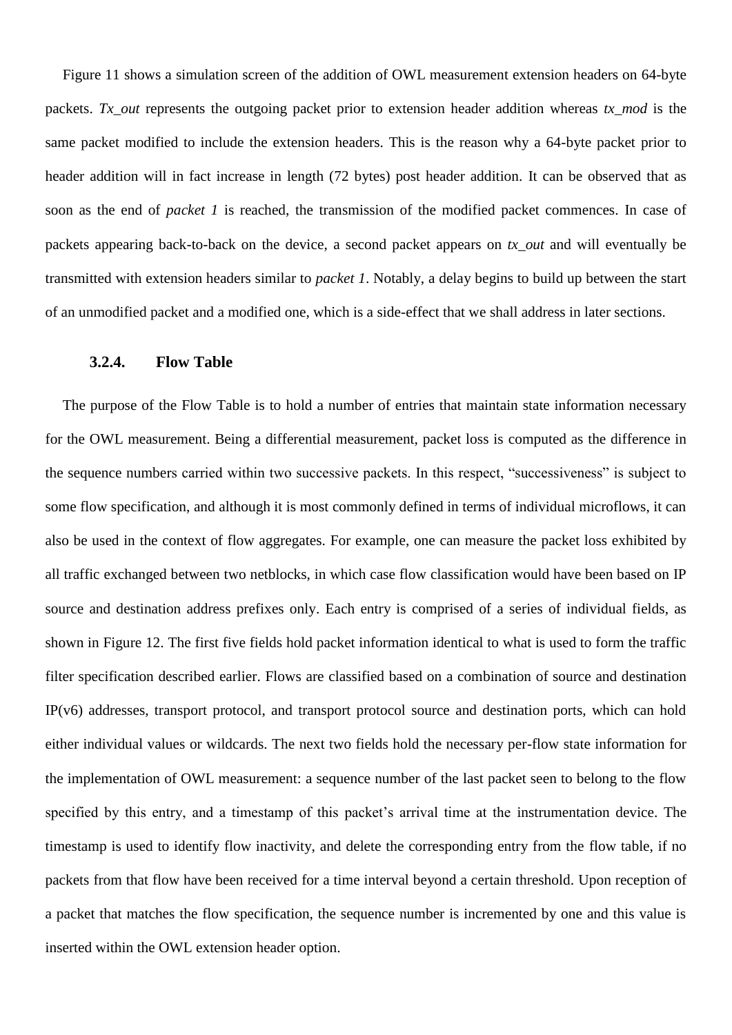Figure 11 shows a simulation screen of the addition of OWL measurement extension headers on 64-byte packets. *Tx_out* represents the outgoing packet prior to extension header addition whereas *tx_mod* is the same packet modified to include the extension headers. This is the reason why a 64-byte packet prior to header addition will in fact increase in length (72 bytes) post header addition. It can be observed that as soon as the end of *packet 1* is reached, the transmission of the modified packet commences. In case of packets appearing back-to-back on the device, a second packet appears on *tx_out* and will eventually be transmitted with extension headers similar to *packet 1*. Notably, a delay begins to build up between the start of an unmodified packet and a modified one, which is a side-effect that we shall address in later sections.

### 3.2.4. Flow Table

The purpose of the Flow Table is to hold a number of entries that maintain state information necessary for the OWL measurement. Being a differential measurement, packet loss is computed as the difference in the sequence numbers carried within two successive packets. In this respect, "successiveness" is subject to some flow specification, and although it is most commonly defined in terms of individual microflows, it can also be used in the context of flow aggregates. For example, one can measure the packet loss exhibited by all traffic exchanged between two netblocks, in which case flow classification would have been based on IP source and destination address prefixes only. Each entry is comprised of a series of individual fields, as shown in Figure 12. The first five fields hold packet information identical to what is used to form the traffic filter specification described earlier. Flows are classified based on a combination of source and destination IP(v6) addresses, transport protocol, and transport protocol source and destination ports, which can hold either individual values or wildcards. The next two fields hold the necessary per-flow state information for the implementation of OWL measurement: a sequence number of the last packet seen to belong to the flow specified by this entry, and a timestamp of this packet's arrival time at the instrumentation device. The timestamp is used to identify flow inactivity, and delete the corresponding entry from the flow table, if no packets from that flow have been received for a time interval beyond a certain threshold. Upon reception of a packet that matches the flow specification, the sequence number is incremented by one and this value is inserted within the OWL extension header option.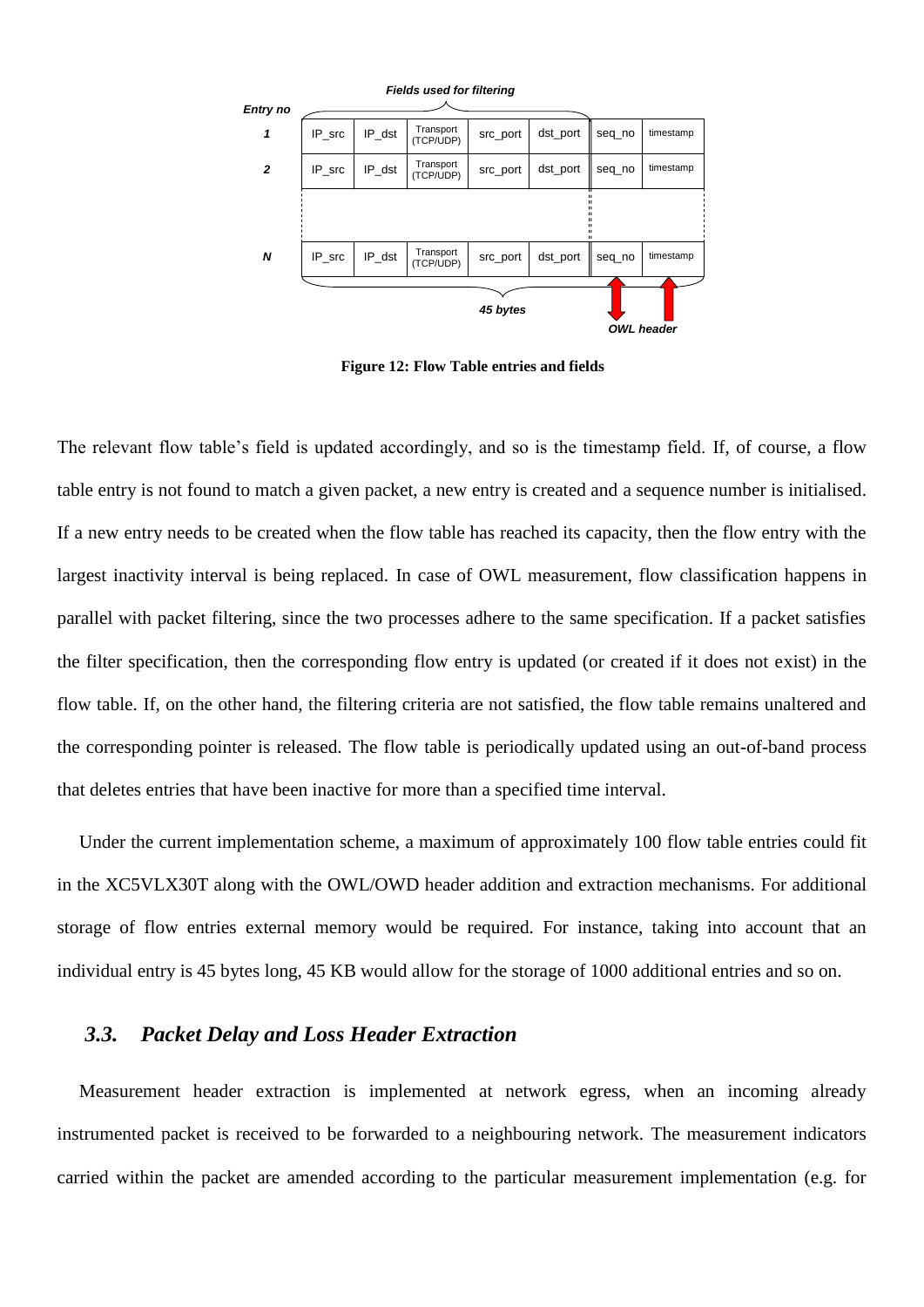**Figure 12: Flow Table entries and fields**

The relevant flow table's field is updated accordingly, and so is the timestamp field. If, of course, a flow table entry is not found to match a given packet, a new entry is created and a sequence number is initialised. If a new entry needs to be created when the flow table has reached its capacity, then the flow entry with the largest inactivity interval is being replaced. In case of OWL measurement, flow classification happens in parallel with packet filtering, since the two processes adhere to the same specification. If a packet satisfies the filter specification, then the corresponding flow entry is updated (or created if it does not exist) in the flow table. If, on the other hand, the filtering criteria are not satisfied, the flow table remains unaltered and the corresponding pointer is released. The flow table is periodically updated using an out-of-band process that deletes entries that have been inactive for more than a specified time interval.

Under the current implementation scheme, a maximum of approximately 100 flow table entries could fit in the XC5VLX30T along with the OWL/OWD header addition and extraction mechanisms. For additional storage of flow entries external memory would be required. For instance, taking into account that an individual entry is 45 bytes long, 45 KB would allow for the storage of 1000 additional entries and so on.

## *3.3. Packet Delay and Loss Header Extraction*

Measurement header extraction is implemented at network egress, when an incoming already instrumented packet is received to be forwarded to a neighbouring network. The measurement indicators carried within the packet are amended according to the particular measurement implementation (e.g. for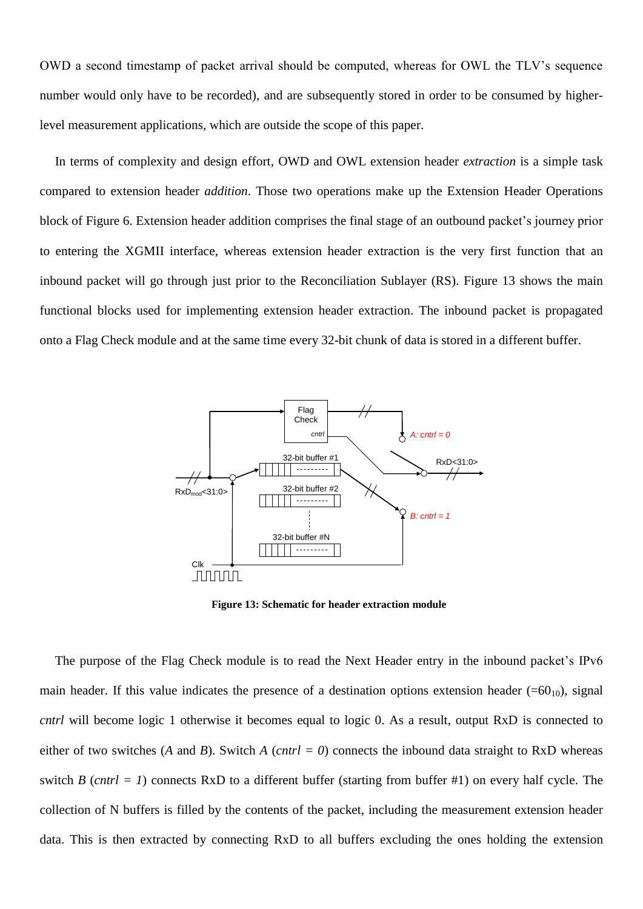OWD a second timestamp of packet arrival should be computed, whereas for OWL the TLV's sequence number would only have to be recorded), and are subsequently stored in order to be consumed by higher-level measurement applications, which are outside the scope of this paper.

In terms of complexity and design effort, OWD and OWL extension header *extraction* is a simple task compared to extension header *addition*. Those two operations make up the Extension Header Operations block of Figure 6. Extension header addition comprises the final stage of an outbound packet's journey prior to entering the XGMII interface, whereas extension header extraction is the very first function that an inbound packet will go through just prior to the Reconciliation Sublayer (RS). Figure 13 shows the main functional blocks used for implementing extension header extraction. The inbound packet is propagated onto a Flag Check module and at the same time every 32-bit chunk of data is stored in a different buffer.

**Figure 13: Schematic for header extraction module**

The purpose of the Flag Check module is to read the Next Header entry in the inbound packet's IPv6 main header. If this value indicates the presence of a destination options extension header ($=60_{10}$), signal *cntrl* will become logic 1 otherwise it becomes equal to logic 0. As a result, output RxD is connected to either of two switches (*A* and *B*). Switch *A* (*cntrl = 0*) connects the inbound data straight to RxD whereas switch *B* (*cntrl = 1*) connects RxD to a different buffer (starting from buffer #1) on every half cycle. The collection of N buffers is filled by the contents of the packet, including the measurement extension header data. This is then extracted by connecting RxD to all buffers excluding the ones holding the extension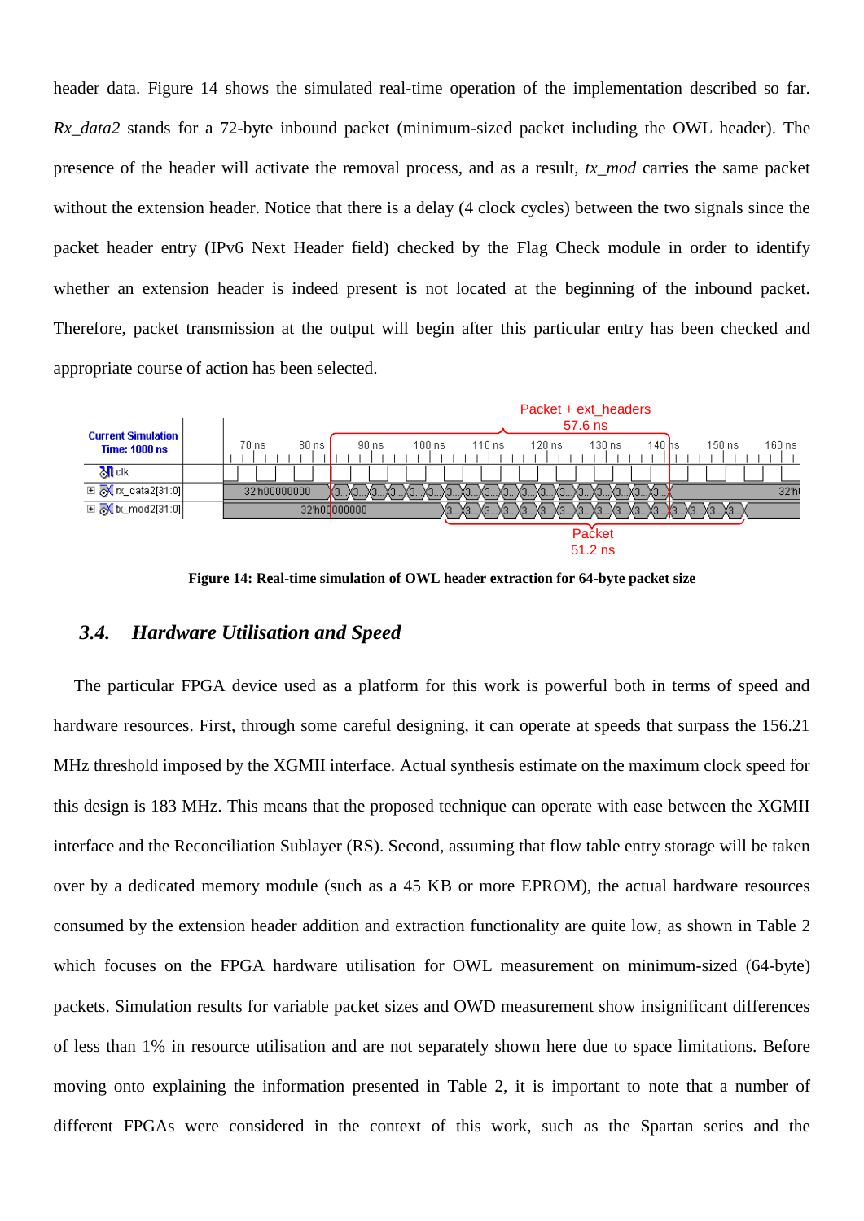header data. Figure 14 shows the simulated real-time operation of the implementation described so far. *Rx_data2* stands for a 72-byte inbound packet (minimum-sized packet including the OWL header). The presence of the header will activate the removal process, and as a result, *tx_mod* carries the same packet without the extension header. Notice that there is a delay (4 clock cycles) between the two signals since the packet header entry (IPv6 Next Header field) checked by the Flag Check module in order to identify whether an extension header is indeed present is not located at the beginning of the inbound packet. Therefore, packet transmission at the output will begin after this particular entry has been checked and appropriate course of action has been selected.

**Figure 14: Real-time simulation of OWL header extraction for 64-byte packet size**

### 3.4. *Hardware Utilisation and Speed*

The particular FPGA device used as a platform for this work is powerful both in terms of speed and hardware resources. First, through some careful designing, it can operate at speeds that surpass the 156.21 MHz threshold imposed by the XGMII interface. Actual synthesis estimate on the maximum clock speed for this design is 183 MHz. This means that the proposed technique can operate with ease between the XGMII interface and the Reconciliation Sublayer (RS). Second, assuming that flow table entry storage will be taken over by a dedicated memory module (such as a 45 KB or more EPROM), the actual hardware resources consumed by the extension header addition and extraction functionality are quite low, as shown in Table 2 which focuses on the FPGA hardware utilisation for OWL measurement on minimum-sized (64-byte) packets. Simulation results for variable packet sizes and OWD measurement show insignificant differences of less than 1% in resource utilisation and are not separately shown here due to space limitations. Before moving onto explaining the information presented in Table 2, it is important to note that a number of different FPGAs were considered in the context of this work, such as the Spartan series and the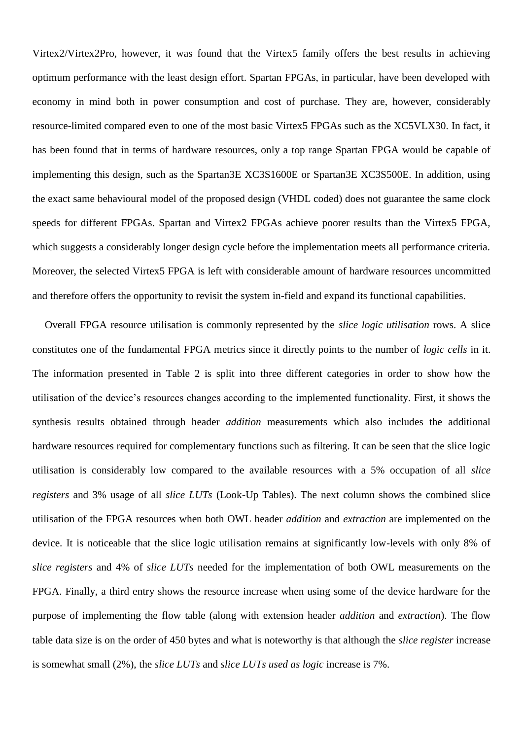Virtex2/Virtex2Pro, however, it was found that the Virtex5 family offers the best results in achieving optimum performance with the least design effort. Spartan FPGAs, in particular, have been developed with economy in mind both in power consumption and cost of purchase. They are, however, considerably resource-limited compared even to one of the most basic Virtex5 FPGAs such as the XC5VLX30. In fact, it has been found that in terms of hardware resources, only a top range Spartan FPGA would be capable of implementing this design, such as the Spartan3E XC3S1600E or Spartan3E XC3S500E. In addition, using the exact same behavioural model of the proposed design (VHDL coded) does not guarantee the same clock speeds for different FPGAs. Spartan and Virtex2 FPGAs achieve poorer results than the Virtex5 FPGA, which suggests a considerably longer design cycle before the implementation meets all performance criteria. Moreover, the selected Virtex5 FPGA is left with considerable amount of hardware resources uncommitted and therefore offers the opportunity to revisit the system in-field and expand its functional capabilities.

Overall FPGA resource utilisation is commonly represented by the *slice logic utilisation* rows. A slice constitutes one of the fundamental FPGA metrics since it directly points to the number of *logic cells* in it. The information presented in Table 2 is split into three different categories in order to show how the utilisation of the device's resources changes according to the implemented functionality. First, it shows the synthesis results obtained through header *addition* measurements which also includes the additional hardware resources required for complementary functions such as filtering. It can be seen that the slice logic utilisation is considerably low compared to the available resources with a 5% occupation of all *slice registers* and 3% usage of all *slice LUTs* (Look-Up Tables). The next column shows the combined slice utilisation of the FPGA resources when both OWL header *addition* and *extraction* are implemented on the device. It is noticeable that the slice logic utilisation remains at significantly low-levels with only 8% of *slice registers* and 4% of *slice LUTs* needed for the implementation of both OWL measurements on the FPGA. Finally, a third entry shows the resource increase when using some of the device hardware for the purpose of implementing the flow table (along with extension header *addition* and *extraction*). The flow table data size is on the order of 450 bytes and what is noteworthy is that although the *slice register* increase is somewhat small (2%), the *slice LUTs* and *slice LUTs used as logic* increase is 7%.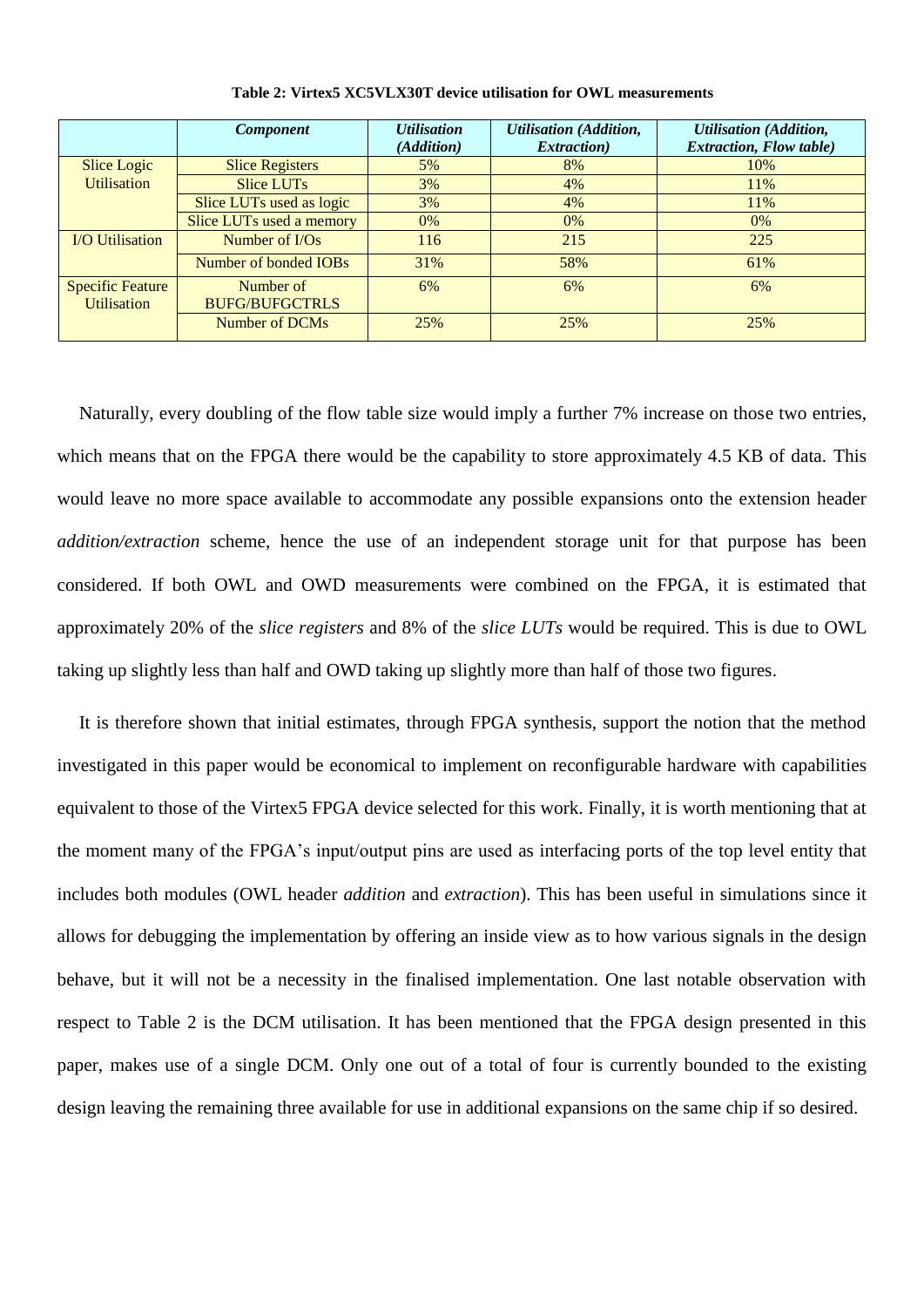**Table 2: Virtex5 XC5VLX30T device utilisation for OWL measurements**

| | *Component* | *Utilisation (Addition)* | *Utilisation (Addition, Extraction)* | *Utilisation (Addition, Extraction, Flow table)* |
|---|---|---|---|---|
| Slice Logic Utilisation | Slice Registers | 5% | 8% | 10% |
| | Slice LUTs | 3% | 4% | 11% |
| | Slice LUTs used as logic | 3% | 4% | 11% |
| | Slice LUTs used a memory | 0% | 0% | 0% |
| I/O Utilisation | Number of I/Os | 116 | 215 | 225 |
| | Number of bonded IOBs | 31% | 58% | 61% |
| Specific Feature Utilisation | Number of BUFG/BUFGCTRLS | 6% | 6% | 6% |
| | Number of DCMs | 25% | 25% | 25% |

Naturally, every doubling of the flow table size would imply a further 7% increase on those two entries, which means that on the FPGA there would be the capability to store approximately 4.5 KB of data. This would leave no more space available to accommodate any possible expansions onto the extension header *addition/extraction* scheme, hence the use of an independent storage unit for that purpose has been considered. If both OWL and OWD measurements were combined on the FPGA, it is estimated that approximately 20% of the *slice registers* and 8% of the *slice LUTs* would be required. This is due to OWL taking up slightly less than half and OWD taking up slightly more than half of those two figures.

It is therefore shown that initial estimates, through FPGA synthesis, support the notion that the method investigated in this paper would be economical to implement on reconfigurable hardware with capabilities equivalent to those of the Virtex5 FPGA device selected for this work. Finally, it is worth mentioning that at the moment many of the FPGA's input/output pins are used as interfacing ports of the top level entity that includes both modules (OWL header *addition* and *extraction*). This has been useful in simulations since it allows for debugging the implementation by offering an inside view as to how various signals in the design behave, but it will not be a necessity in the finalised implementation. One last notable observation with respect to Table 2 is the DCM utilisation. It has been mentioned that the FPGA design presented in this paper, makes use of a single DCM. Only one out of a total of four is currently bounded to the existing design leaving the remaining three available for use in additional expansions on the same chip if so desired.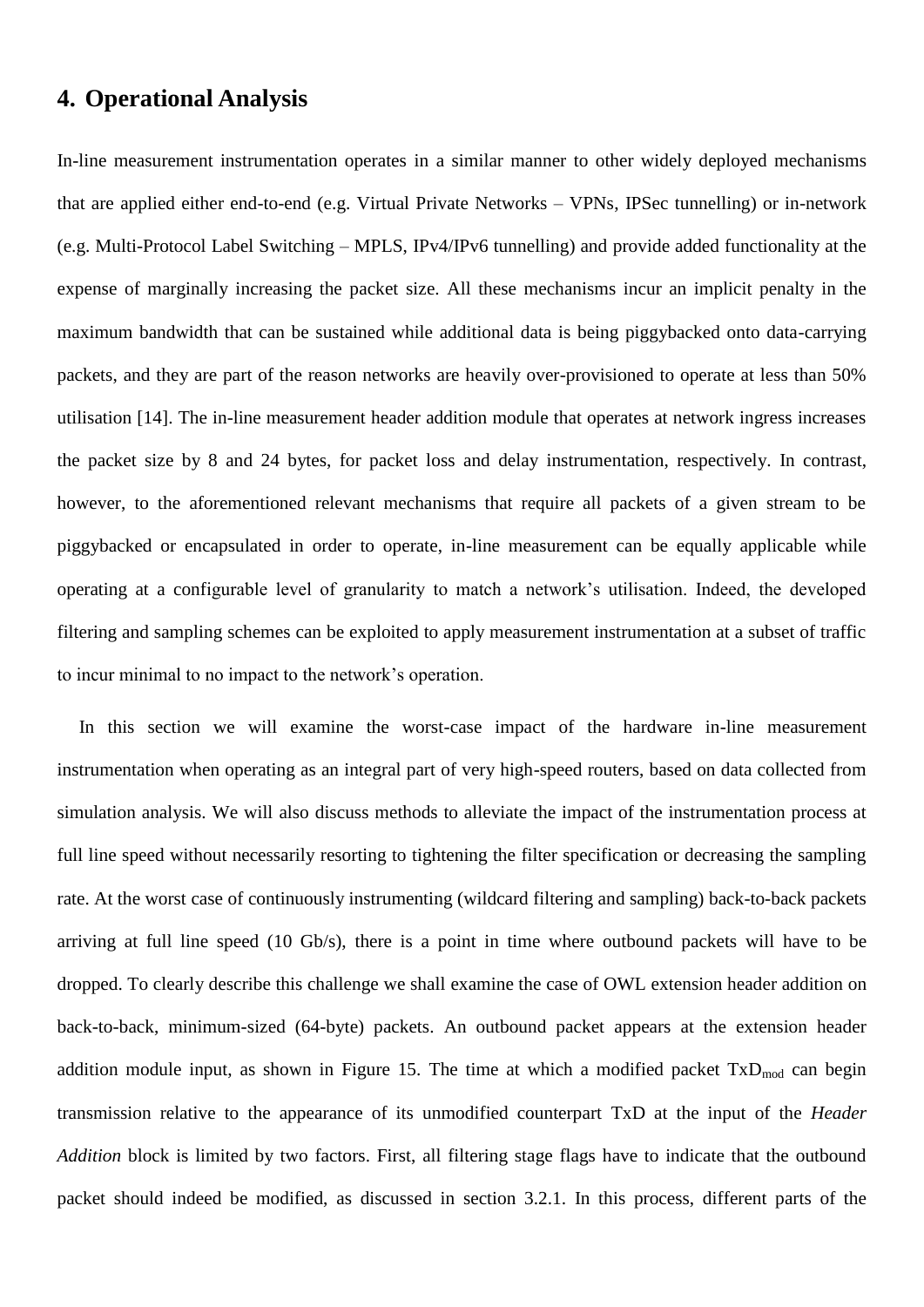## 4. Operational Analysis

In-line measurement instrumentation operates in a similar manner to other widely deployed mechanisms that are applied either end-to-end (e.g. Virtual Private Networks – VPNs, IPSec tunnelling) or in-network (e.g. Multi-Protocol Label Switching – MPLS, IPv4/IPv6 tunnelling) and provide added functionality at the expense of marginally increasing the packet size. All these mechanisms incur an implicit penalty in the maximum bandwidth that can be sustained while additional data is being piggybacked onto data-carrying packets, and they are part of the reason networks are heavily over-provisioned to operate at less than 50% utilisation [14]. The in-line measurement header addition module that operates at network ingress increases the packet size by 8 and 24 bytes, for packet loss and delay instrumentation, respectively. In contrast, however, to the aforementioned relevant mechanisms that require all packets of a given stream to be piggybacked or encapsulated in order to operate, in-line measurement can be equally applicable while operating at a configurable level of granularity to match a network's utilisation. Indeed, the developed filtering and sampling schemes can be exploited to apply measurement instrumentation at a subset of traffic to incur minimal to no impact to the network's operation.

In this section we will examine the worst-case impact of the hardware in-line measurement instrumentation when operating as an integral part of very high-speed routers, based on data collected from simulation analysis. We will also discuss methods to alleviate the impact of the instrumentation process at full line speed without necessarily resorting to tightening the filter specification or decreasing the sampling rate. At the worst case of continuously instrumenting (wildcard filtering and sampling) back-to-back packets arriving at full line speed (10 Gb/s), there is a point in time where outbound packets will have to be dropped. To clearly describe this challenge we shall examine the case of OWL extension header addition on back-to-back, minimum-sized (64-byte) packets. An outbound packet appears at the extension header addition module input, as shown in Figure 15. The time at which a modified packet $TxD_{mod}$ can begin transmission relative to the appearance of its unmodified counterpart TxD at the input of the *Header Addition* block is limited by two factors. First, all filtering stage flags have to indicate that the outbound packet should indeed be modified, as discussed in section 3.2.1. In this process, different parts of the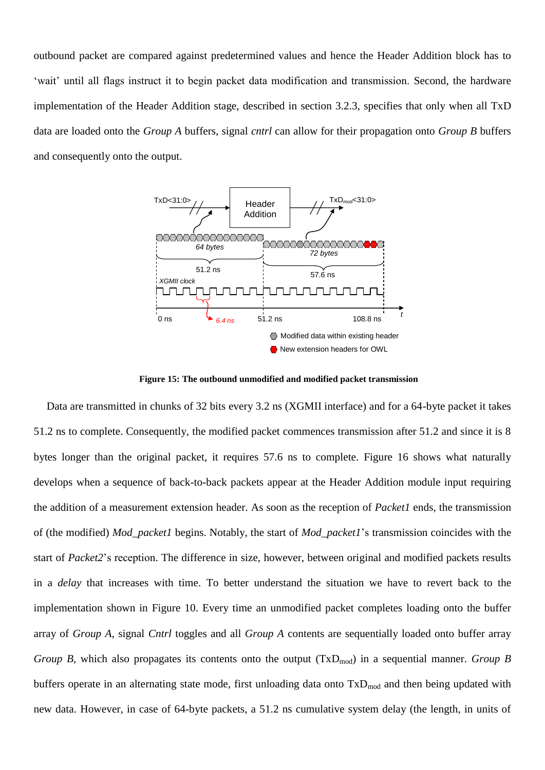outbound packet are compared against predetermined values and hence the Header Addition block has to 'wait' until all flags instruct it to begin packet data modification and transmission. Second, the hardware implementation of the Header Addition stage, described in section 3.2.3, specifies that only when all TxD data are loaded onto the *Group A* buffers, signal *cntrl* can allow for their propagation onto *Group B* buffers and consequently onto the output.

**Figure 15: The outbound unmodified and modified packet transmission**

Data are transmitted in chunks of 32 bits every 3.2 ns (XGMII interface) and for a 64-byte packet it takes 51.2 ns to complete. Consequently, the modified packet commences transmission after 51.2 and since it is 8 bytes longer than the original packet, it requires 57.6 ns to complete. Figure 16 shows what naturally develops when a sequence of back-to-back packets appear at the Header Addition module input requiring the addition of a measurement extension header. As soon as the reception of *Packet1* ends, the transmission of (the modified) *Mod_packet1* begins. Notably, the start of *Mod_packet1*'s transmission coincides with the start of *Packet2*'s reception. The difference in size, however, between original and modified packets results in a *delay* that increases with time. To better understand the situation we have to revert back to the implementation shown in Figure 10. Every time an unmodified packet completes loading onto the buffer array of *Group A*, signal *Cntrl* toggles and all *Group A* contents are sequentially loaded onto buffer array *Group B*, which also propagates its contents onto the output ($TxD_{mod}$) in a sequential manner. *Group B* buffers operate in an alternating state mode, first unloading data onto $TxD_{mod}$ and then being updated with new data. However, in case of 64-byte packets, a 51.2 ns cumulative system delay (the length, in units of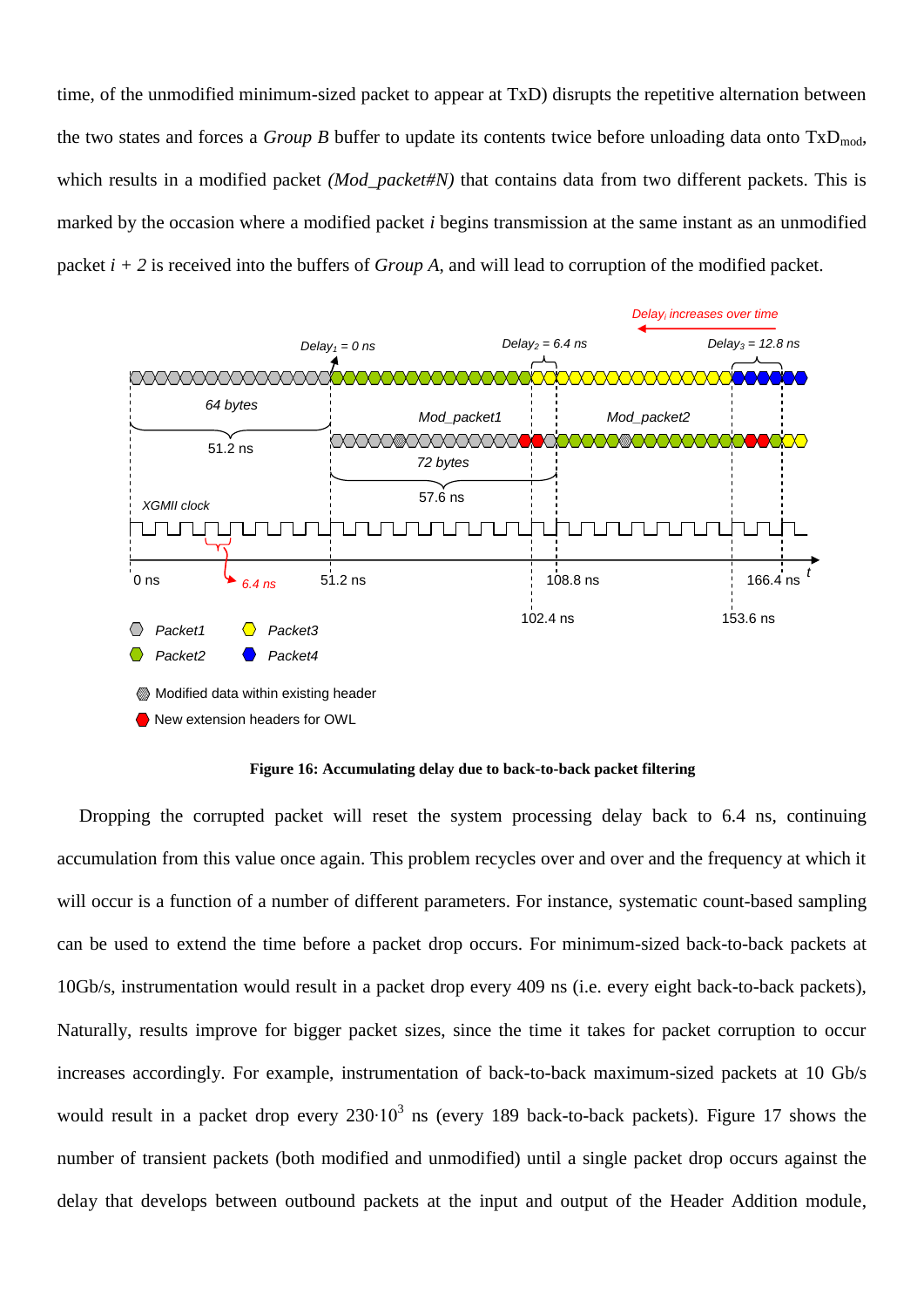time, of the unmodified minimum-sized packet to appear at TxD) disrupts the repetitive alternation between the two states and forces a *Group B* buffer to update its contents twice before unloading data onto $TxD_{mod}$, which results in a modified packet *(Mod_packet#N)* that contains data from two different packets. This is marked by the occasion where a modified packet *i* begins transmission at the same instant as an unmodified packet *i + 2* is received into the buffers of *Group A*, and will lead to corruption of the modified packet.

**Figure 16: Accumulating delay due to back-to-back packet filtering**

Dropping the corrupted packet will reset the system processing delay back to 6.4 ns, continuing accumulation from this value once again. This problem recycles over and over and the frequency at which it will occur is a function of a number of different parameters. For instance, systematic count-based sampling can be used to extend the time before a packet drop occurs. For minimum-sized back-to-back packets at 10Gb/s, instrumentation would result in a packet drop every 409 ns (i.e. every eight back-to-back packets), Naturally, results improve for bigger packet sizes, since the time it takes for packet corruption to occur increases accordingly. For example, instrumentation of back-to-back maximum-sized packets at 10 Gb/s would result in a packet drop every $230 \cdot 10^3$ ns (every 189 back-to-back packets). Figure 17 shows the number of transient packets (both modified and unmodified) until a single packet drop occurs against the delay that develops between outbound packets at the input and output of the Header Addition module,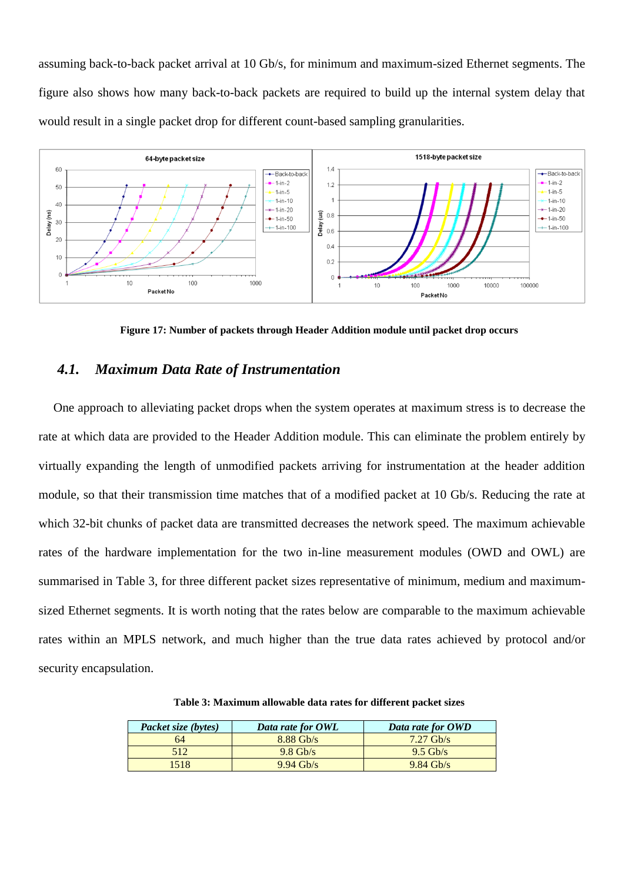assuming back-to-back packet arrival at 10 Gb/s, for minimum and maximum-sized Ethernet segments. The figure also shows how many back-to-back packets are required to build up the internal system delay that would result in a single packet drop for different count-based sampling granularities.

**Figure 17: Number of packets through Header Addition module until packet drop occurs**

## *4.1. Maximum Data Rate of Instrumentation*

One approach to alleviating packet drops when the system operates at maximum stress is to decrease the rate at which data are provided to the Header Addition module. This can eliminate the problem entirely by virtually expanding the length of unmodified packets arriving for instrumentation at the header addition module, so that their transmission time matches that of a modified packet at 10 Gb/s. Reducing the rate at which 32-bit chunks of packet data are transmitted decreases the network speed. The maximum achievable rates of the hardware implementation for the two in-line measurement modules (OWD and OWL) are summarised in Table 3, for three different packet sizes representative of minimum, medium and maximum-sized Ethernet segments. It is worth noting that the rates below are comparable to the maximum achievable rates within an MPLS network, and much higher than the true data rates achieved by protocol and/or security encapsulation.

**Table 3: Maximum allowable data rates for different packet sizes**

| *Packet size (bytes)* | *Data rate for OWL* | *Data rate for OWD* |
|---|---|---|
| 64 | 8.88 Gb/s | 7.27 Gb/s |
| 512 | 9.8 Gb/s | 9.5 Gb/s |
| 1518 | 9.94 Gb/s | 9.84 Gb/s |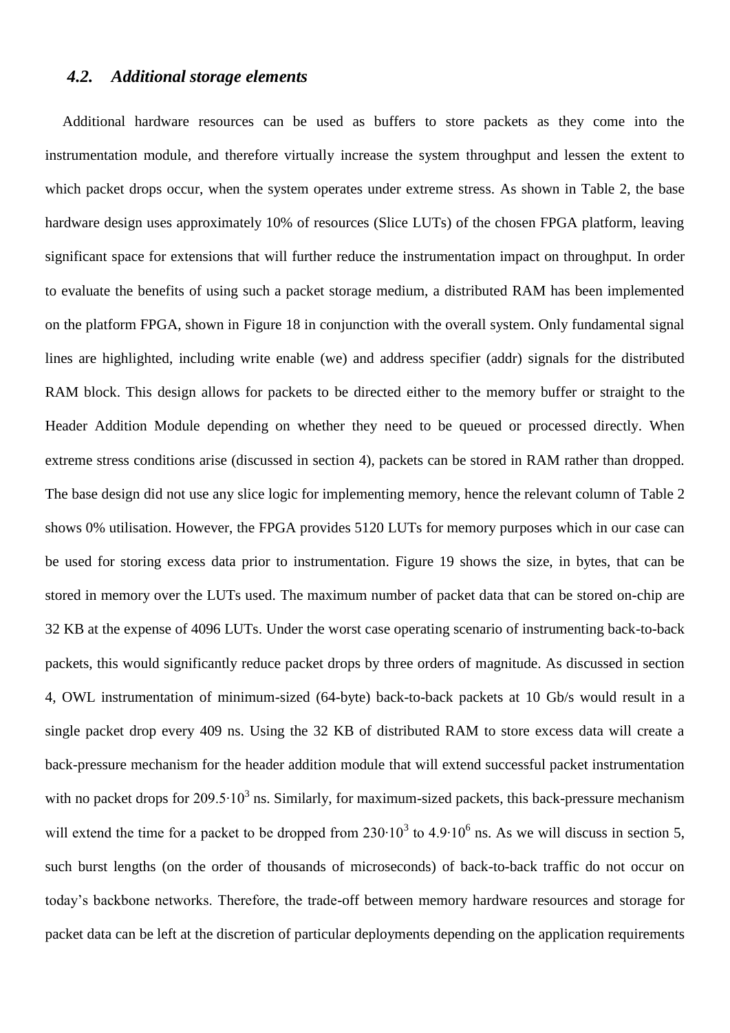### *4.2. Additional storage elements*

Additional hardware resources can be used as buffers to store packets as they come into the instrumentation module, and therefore virtually increase the system throughput and lessen the extent to which packet drops occur, when the system operates under extreme stress. As shown in Table 2, the base hardware design uses approximately 10% of resources (Slice LUTs) of the chosen FPGA platform, leaving significant space for extensions that will further reduce the instrumentation impact on throughput. In order to evaluate the benefits of using such a packet storage medium, a distributed RAM has been implemented on the platform FPGA, shown in Figure 18 in conjunction with the overall system. Only fundamental signal lines are highlighted, including write enable (we) and address specifier (addr) signals for the distributed RAM block. This design allows for packets to be directed either to the memory buffer or straight to the Header Addition Module depending on whether they need to be queued or processed directly. When extreme stress conditions arise (discussed in section 4), packets can be stored in RAM rather than dropped. The base design did not use any slice logic for implementing memory, hence the relevant column of Table 2 shows 0% utilisation. However, the FPGA provides 5120 LUTs for memory purposes which in our case can be used for storing excess data prior to instrumentation. Figure 19 shows the size, in bytes, that can be stored in memory over the LUTs used. The maximum number of packet data that can be stored on-chip are 32 KB at the expense of 4096 LUTs. Under the worst case operating scenario of instrumenting back-to-back packets, this would significantly reduce packet drops by three orders of magnitude. As discussed in section 4, OWL instrumentation of minimum-sized (64-byte) back-to-back packets at 10 Gb/s would result in a single packet drop every 409 ns. Using the 32 KB of distributed RAM to store excess data will create a back-pressure mechanism for the header addition module that will extend successful packet instrumentation with no packet drops for $209.5 \cdot 10^3$ ns. Similarly, for maximum-sized packets, this back-pressure mechanism will extend the time for a packet to be dropped from $230 \cdot 10^3$ to $4.9 \cdot 10^6$ ns. As we will discuss in section 5, such burst lengths (on the order of thousands of microseconds) of back-to-back traffic do not occur on today's backbone networks. Therefore, the trade-off between memory hardware resources and storage for packet data can be left at the discretion of particular deployments depending on the application requirements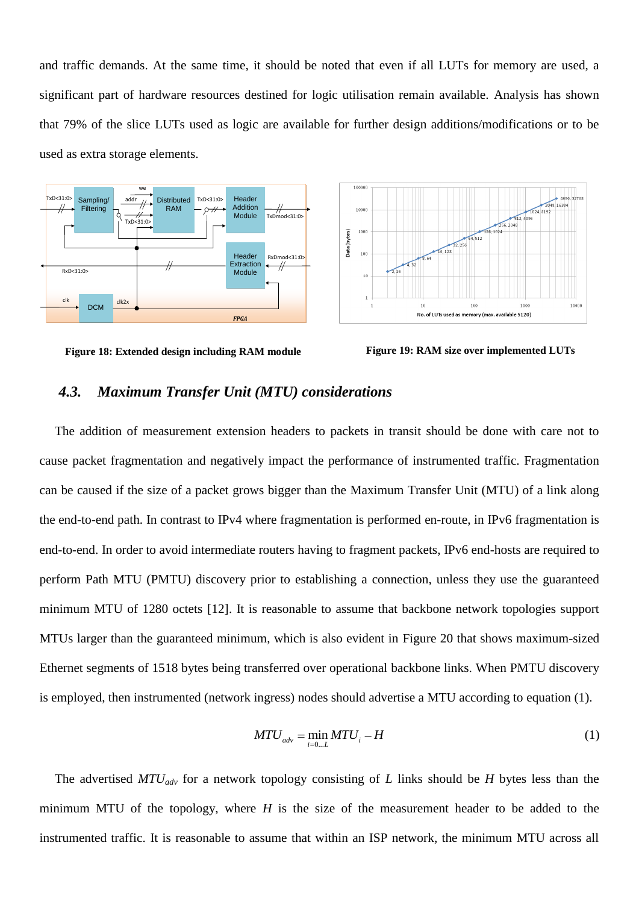and traffic demands. At the same time, it should be noted that even if all LUTs for memory are used, a significant part of hardware resources destined for logic utilisation remain available. Analysis has shown that 79% of the slice LUTs used as logic are available for further design additions/modifications or to be used as extra storage elements.

**Figure 18: Extended design including RAM module**

**Figure 19: RAM size over implemented LUTs**

## 4.3. *Maximum Transfer Unit (MTU) considerations*

The addition of measurement extension headers to packets in transit should be done with care not to cause packet fragmentation and negatively impact the performance of instrumented traffic. Fragmentation can be caused if the size of a packet grows bigger than the Maximum Transfer Unit (MTU) of a link along the end-to-end path. In contrast to IPv4 where fragmentation is performed en-route, in IPv6 fragmentation is end-to-end. In order to avoid intermediate routers having to fragment packets, IPv6 end-hosts are required to perform Path MTU (PMTU) discovery prior to establishing a connection, unless they use the guaranteed minimum MTU of 1280 octets [12]. It is reasonable to assume that backbone network topologies support MTUs larger than the guaranteed minimum, which is also evident in Figure 20 that shows maximum-sized Ethernet segments of 1518 bytes being transferred over operational backbone links. When PMTU discovery is employed, then instrumented (network ingress) nodes should advertise a MTU according to equation (1).

$$MTU_{adv} = \min_{i=0...L} MTU_i - H \tag{1}$$

The advertised $MTU_{adv}$ for a network topology consisting of $L$ links should be $H$ bytes less than the minimum MTU of the topology, where $H$ is the size of the measurement header to be added to the instrumented traffic. It is reasonable to assume that within an ISP network, the minimum MTU across all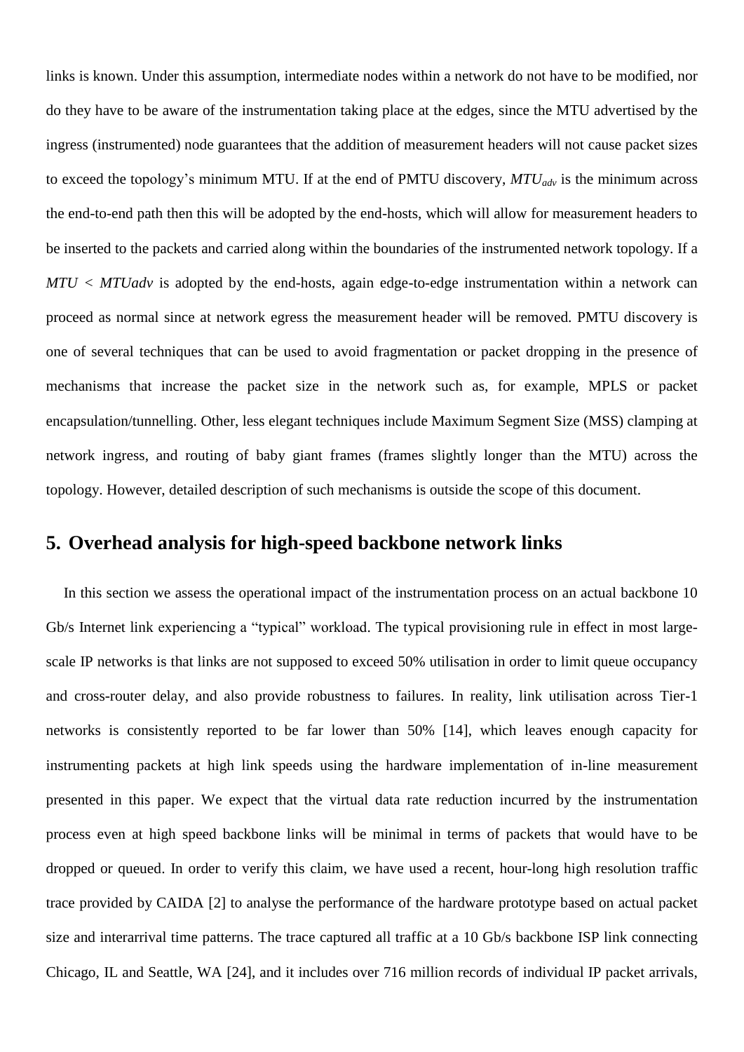links is known. Under this assumption, intermediate nodes within a network do not have to be modified, nor do they have to be aware of the instrumentation taking place at the edges, since the MTU advertised by the ingress (instrumented) node guarantees that the addition of measurement headers will not cause packet sizes to exceed the topology's minimum MTU. If at the end of PMTU discovery, $MTU_{adv}$ is the minimum across the end-to-end path then this will be adopted by the end-hosts, which will allow for measurement headers to be inserted to the packets and carried along within the boundaries of the instrumented network topology. If a $MTU < MTUadv$ is adopted by the end-hosts, again edge-to-edge instrumentation within a network can proceed as normal since at network egress the measurement header will be removed. PMTU discovery is one of several techniques that can be used to avoid fragmentation or packet dropping in the presence of mechanisms that increase the packet size in the network such as, for example, MPLS or packet encapsulation/tunnelling. Other, less elegant techniques include Maximum Segment Size (MSS) clamping at network ingress, and routing of baby giant frames (frames slightly longer than the MTU) across the topology. However, detailed description of such mechanisms is outside the scope of this document.

## 5. Overhead analysis for high-speed backbone network links

In this section we assess the operational impact of the instrumentation process on an actual backbone 10 Gb/s Internet link experiencing a "typical" workload. The typical provisioning rule in effect in most large-scale IP networks is that links are not supposed to exceed 50% utilisation in order to limit queue occupancy and cross-router delay, and also provide robustness to failures. In reality, link utilisation across Tier-1 networks is consistently reported to be far lower than 50% [14], which leaves enough capacity for instrumenting packets at high link speeds using the hardware implementation of in-line measurement presented in this paper. We expect that the virtual data rate reduction incurred by the instrumentation process even at high speed backbone links will be minimal in terms of packets that would have to be dropped or queued. In order to verify this claim, we have used a recent, hour-long high resolution traffic trace provided by CAIDA [2] to analyse the performance of the hardware prototype based on actual packet size and interarrival time patterns. The trace captured all traffic at a 10 Gb/s backbone ISP link connecting Chicago, IL and Seattle, WA [24], and it includes over 716 million records of individual IP packet arrivals,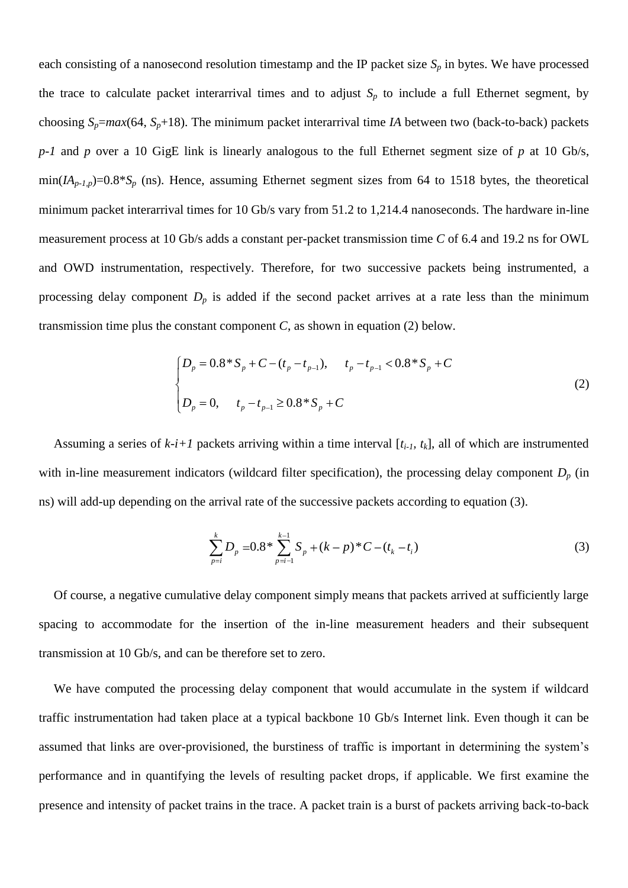each consisting of a nanosecond resolution timestamp and the IP packet size $S_p$ in bytes. We have processed the trace to calculate packet interarrival times and to adjust $S_p$ to include a full Ethernet segment, by choosing $S_p = max(64, S_p+18)$. The minimum packet interarrival time *IA* between two (back-to-back) packets *p-1* and *p* over a 10 GigE link is linearly analogous to the full Ethernet segment size of *p* at 10 Gb/s, $\min(IA_{p-1,p}) = 0.8 * S_p$ (ns). Hence, assuming Ethernet segment sizes from 64 to 1518 bytes, the theoretical minimum packet interarrival times for 10 Gb/s vary from 51.2 to 1,214.4 nanoseconds. The hardware in-line measurement process at 10 Gb/s adds a constant per-packet transmission time *C* of 6.4 and 19.2 ns for OWL and OWD instrumentation, respectively. Therefore, for two successive packets being instrumented, a processing delay component $D_p$ is added if the second packet arrives at a rate less than the minimum transmission time plus the constant component *C*, as shown in equation (2) below.

$$\begin{cases} D_p = 0.8 * S_p + C - (t_p - t_{p-1}), & t_p - t_{p-1} < 0.8 * S_p + C \\ \\ D_p = 0, & t_p - t_{p-1} \geq 0.8 * S_p + C \end{cases} \tag{2}$$

Assuming a series of *k-i+1* packets arriving within a time interval $[t_{i-1}, t_k]$, all of which are instrumented with in-line measurement indicators (wildcard filter specification), the processing delay component $D_p$ (in ns) will add-up depending on the arrival rate of the successive packets according to equation (3).

$$\sum_{p=i}^{k} D_p = 0.8 * \sum_{p=i-1}^{k-1} S_p + (k-p) * C - (t_k - t_i) \tag{3}$$

Of course, a negative cumulative delay component simply means that packets arrived at sufficiently large spacing to accommodate for the insertion of the in-line measurement headers and their subsequent transmission at 10 Gb/s, and can be therefore set to zero.

We have computed the processing delay component that would accumulate in the system if wildcard traffic instrumentation had taken place at a typical backbone 10 Gb/s Internet link. Even though it can be assumed that links are over-provisioned, the burstiness of traffic is important in determining the system's performance and in quantifying the levels of resulting packet drops, if applicable. We first examine the presence and intensity of packet trains in the trace. A packet train is a burst of packets arriving back-to-back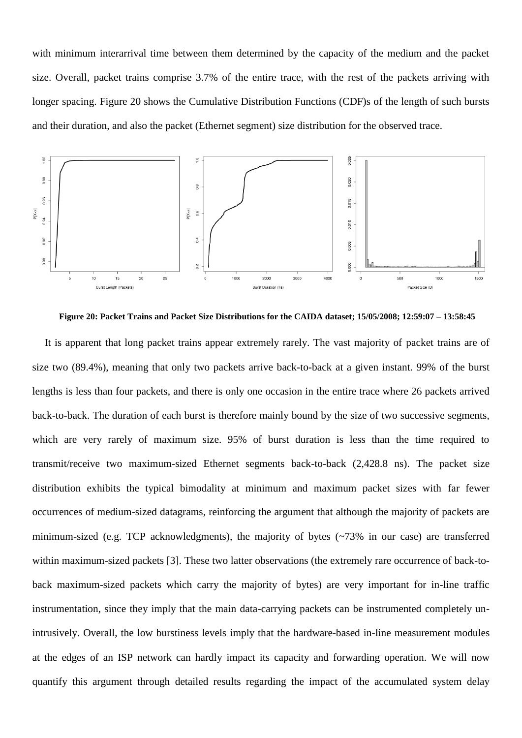with minimum interarrival time between them determined by the capacity of the medium and the packet size. Overall, packet trains comprise 3.7% of the entire trace, with the rest of the packets arriving with longer spacing. Figure 20 shows the Cumulative Distribution Functions (CDF)s of the length of such bursts and their duration, and also the packet (Ethernet segment) size distribution for the observed trace.

**Figure 20: Packet Trains and Packet Size Distributions for the CAIDA dataset; 15/05/2008; 12:59:07 – 13:58:45**

It is apparent that long packet trains appear extremely rarely. The vast majority of packet trains are of size two (89.4%), meaning that only two packets arrive back-to-back at a given instant. 99% of the burst lengths is less than four packets, and there is only one occasion in the entire trace where 26 packets arrived back-to-back. The duration of each burst is therefore mainly bound by the size of two successive segments, which are very rarely of maximum size. 95% of burst duration is less than the time required to transmit/receive two maximum-sized Ethernet segments back-to-back (2,428.8 ns). The packet size distribution exhibits the typical bimodality at minimum and maximum packet sizes with far fewer occurrences of medium-sized datagrams, reinforcing the argument that although the majority of packets are minimum-sized (e.g. TCP acknowledgments), the majority of bytes (~73% in our case) are transferred within maximum-sized packets [3]. These two latter observations (the extremely rare occurrence of back-to-back maximum-sized packets which carry the majority of bytes) are very important for in-line traffic instrumentation, since they imply that the main data-carrying packets can be instrumented completely un-intrusively. Overall, the low burstiness levels imply that the hardware-based in-line measurement modules at the edges of an ISP network can hardly impact its capacity and forwarding operation. We will now quantify this argument through detailed results regarding the impact of the accumulated system delay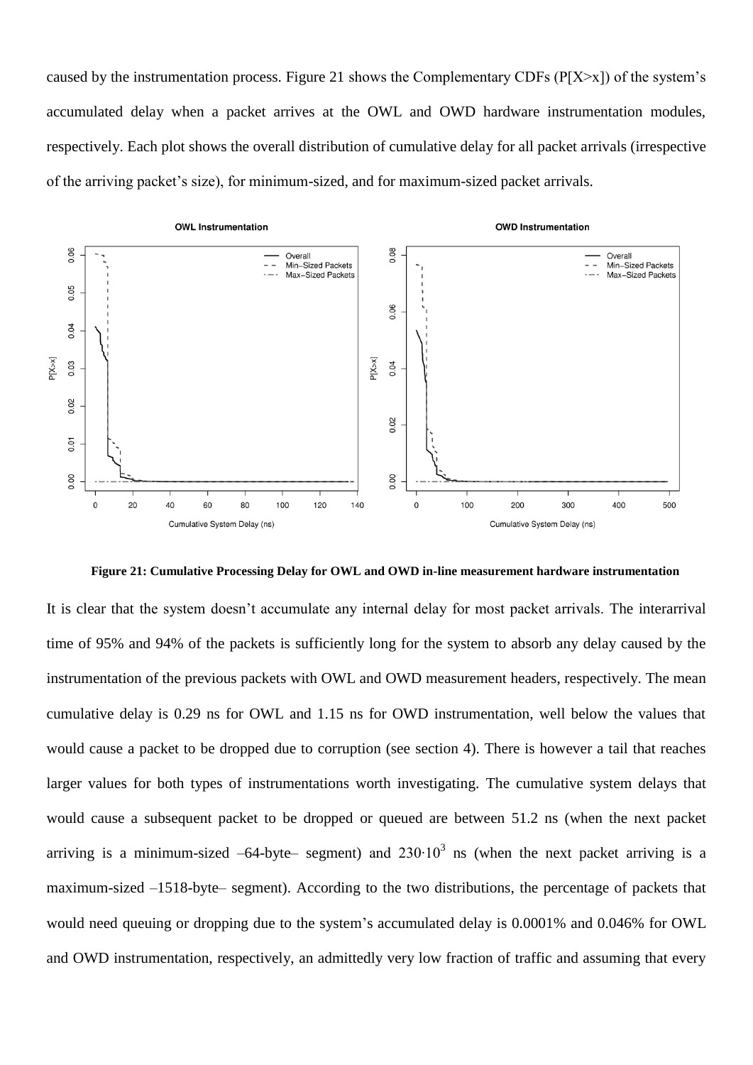caused by the instrumentation process. Figure 21 shows the Complementary CDFs (P[X>x]) of the system's accumulated delay when a packet arrives at the OWL and OWD hardware instrumentation modules, respectively. Each plot shows the overall distribution of cumulative delay for all packet arrivals (irrespective of the arriving packet's size), for minimum-sized, and for maximum-sized packet arrivals.

**Figure 21: Cumulative Processing Delay for OWL and OWD in-line measurement hardware instrumentation**

It is clear that the system doesn't accumulate any internal delay for most packet arrivals. The interarrival time of 95% and 94% of the packets is sufficiently long for the system to absorb any delay caused by the instrumentation of the previous packets with OWL and OWD measurement headers, respectively. The mean cumulative delay is 0.29 ns for OWL and 1.15 ns for OWD instrumentation, well below the values that would cause a packet to be dropped due to corruption (see section 4). There is however a tail that reaches larger values for both types of instrumentations worth investigating. The cumulative system delays that would cause a subsequent packet to be dropped or queued are between 51.2 ns (when the next packet arriving is a minimum-sized –64-byte– segment) and $230 \cdot 10^3$ ns (when the next packet arriving is a maximum-sized –1518-byte– segment). According to the two distributions, the percentage of packets that would need queuing or dropping due to the system's accumulated delay is 0.0001% and 0.046% for OWL and OWD instrumentation, respectively, an admittedly very low fraction of traffic and assuming that every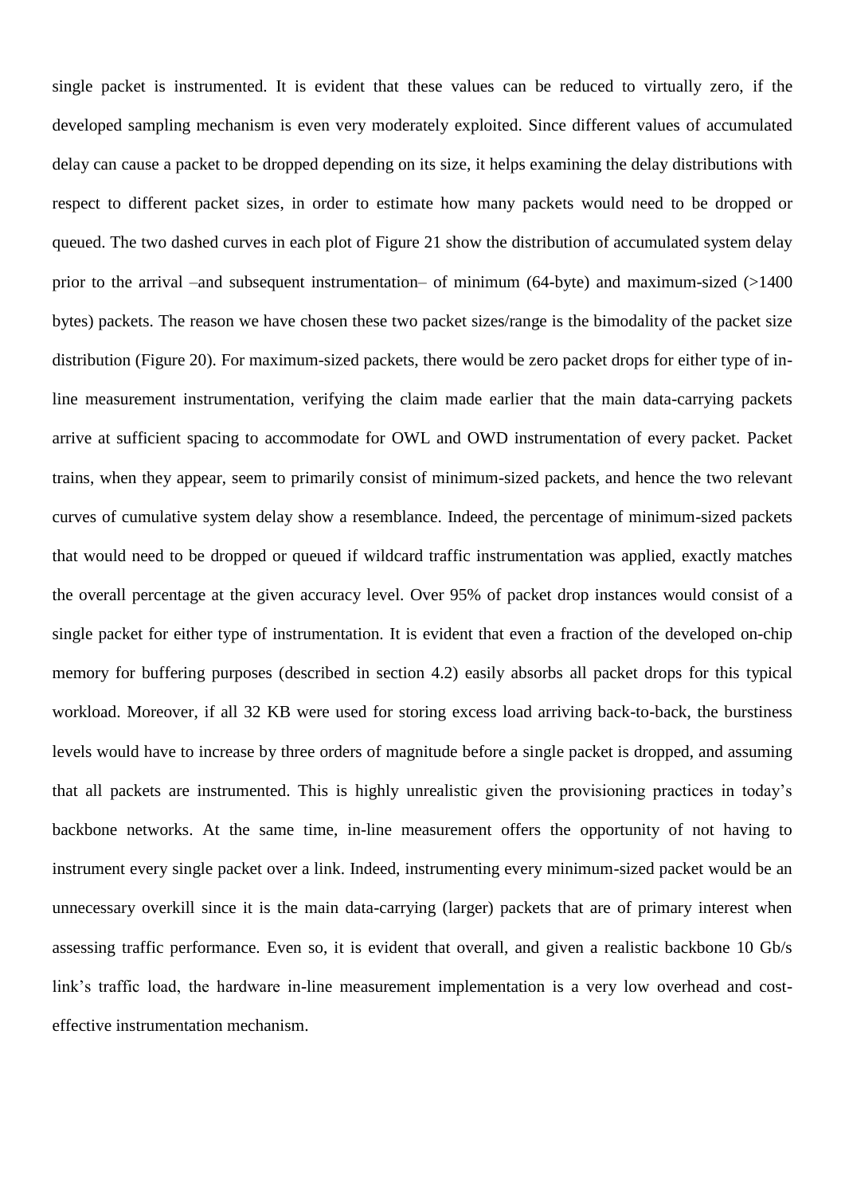single packet is instrumented. It is evident that these values can be reduced to virtually zero, if the developed sampling mechanism is even very moderately exploited. Since different values of accumulated delay can cause a packet to be dropped depending on its size, it helps examining the delay distributions with respect to different packet sizes, in order to estimate how many packets would need to be dropped or queued. The two dashed curves in each plot of Figure 21 show the distribution of accumulated system delay prior to the arrival –and subsequent instrumentation– of minimum (64-byte) and maximum-sized (>1400 bytes) packets. The reason we have chosen these two packet sizes/range is the bimodality of the packet size distribution (Figure 20). For maximum-sized packets, there would be zero packet drops for either type of in-line measurement instrumentation, verifying the claim made earlier that the main data-carrying packets arrive at sufficient spacing to accommodate for OWL and OWD instrumentation of every packet. Packet trains, when they appear, seem to primarily consist of minimum-sized packets, and hence the two relevant curves of cumulative system delay show a resemblance. Indeed, the percentage of minimum-sized packets that would need to be dropped or queued if wildcard traffic instrumentation was applied, exactly matches the overall percentage at the given accuracy level. Over 95% of packet drop instances would consist of a single packet for either type of instrumentation. It is evident that even a fraction of the developed on-chip memory for buffering purposes (described in section 4.2) easily absorbs all packet drops for this typical workload. Moreover, if all 32 KB were used for storing excess load arriving back-to-back, the burstiness levels would have to increase by three orders of magnitude before a single packet is dropped, and assuming that all packets are instrumented. This is highly unrealistic given the provisioning practices in today's backbone networks. At the same time, in-line measurement offers the opportunity of not having to instrument every single packet over a link. Indeed, instrumenting every minimum-sized packet would be an unnecessary overkill since it is the main data-carrying (larger) packets that are of primary interest when assessing traffic performance. Even so, it is evident that overall, and given a realistic backbone 10 Gb/s link's traffic load, the hardware in-line measurement implementation is a very low overhead and cost-effective instrumentation mechanism.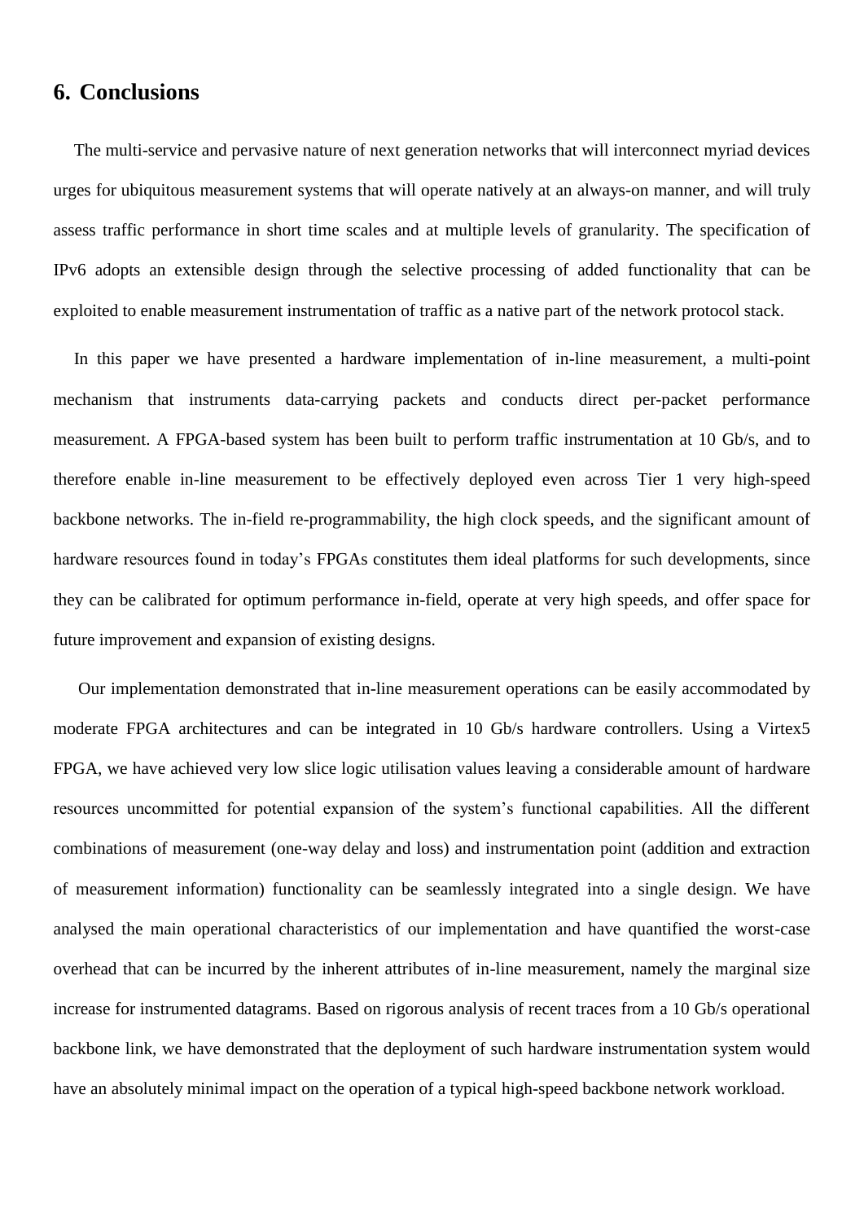## 6. Conclusions

The multi-service and pervasive nature of next generation networks that will interconnect myriad devices urges for ubiquitous measurement systems that will operate natively at an always-on manner, and will truly assess traffic performance in short time scales and at multiple levels of granularity. The specification of IPv6 adopts an extensible design through the selective processing of added functionality that can be exploited to enable measurement instrumentation of traffic as a native part of the network protocol stack.

In this paper we have presented a hardware implementation of in-line measurement, a multi-point mechanism that instruments data-carrying packets and conducts direct per-packet performance measurement. A FPGA-based system has been built to perform traffic instrumentation at 10 Gb/s, and to therefore enable in-line measurement to be effectively deployed even across Tier 1 very high-speed backbone networks. The in-field re-programmability, the high clock speeds, and the significant amount of hardware resources found in today's FPGAs constitutes them ideal platforms for such developments, since they can be calibrated for optimum performance in-field, operate at very high speeds, and offer space for future improvement and expansion of existing designs.

Our implementation demonstrated that in-line measurement operations can be easily accommodated by moderate FPGA architectures and can be integrated in 10 Gb/s hardware controllers. Using a Virtex5 FPGA, we have achieved very low slice logic utilisation values leaving a considerable amount of hardware resources uncommitted for potential expansion of the system's functional capabilities. All the different combinations of measurement (one-way delay and loss) and instrumentation point (addition and extraction of measurement information) functionality can be seamlessly integrated into a single design. We have analysed the main operational characteristics of our implementation and have quantified the worst-case overhead that can be incurred by the inherent attributes of in-line measurement, namely the marginal size increase for instrumented datagrams. Based on rigorous analysis of recent traces from a 10 Gb/s operational backbone link, we have demonstrated that the deployment of such hardware instrumentation system would have an absolutely minimal impact on the operation of a typical high-speed backbone network workload.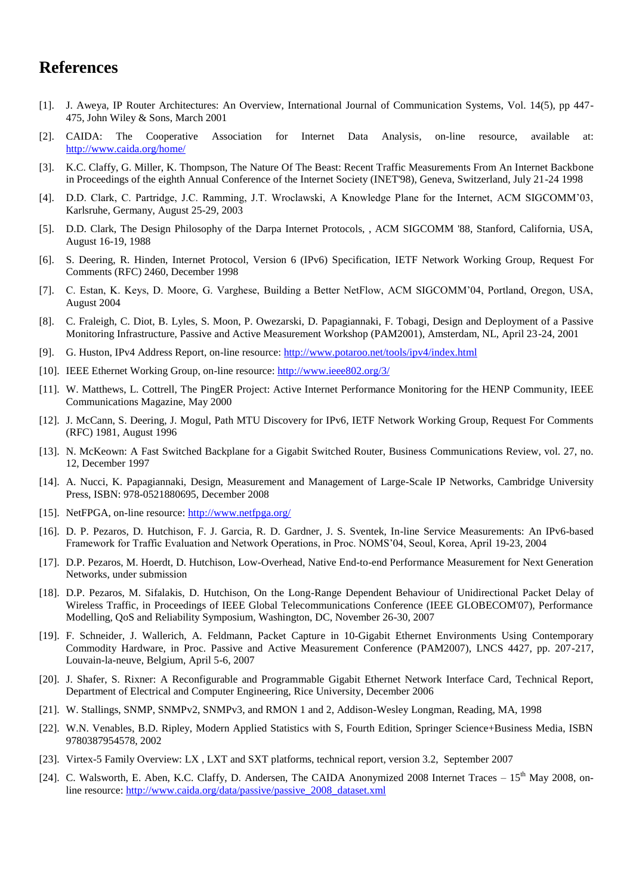# References

[1]. J. Aweya, IP Router Architectures: An Overview, International Journal of Communication Systems, Vol. 14(5), pp 447-475, John Wiley & Sons, March 2001

[2]. CAIDA: The Cooperative Association for Internet Data Analysis, on-line resource, available at: http://www.caida.org/home/

[3]. K.C. Claffy, G. Miller, K. Thompson, The Nature Of The Beast: Recent Traffic Measurements From An Internet Backbone in Proceedings of the eighth Annual Conference of the Internet Society (INET'98), Geneva, Switzerland, July 21-24 1998

[4]. D.D. Clark, C. Partridge, J.C. Ramming, J.T. Wroclawski, A Knowledge Plane for the Internet, ACM SIGCOMM'03, Karlsruhe, Germany, August 25-29, 2003

[5]. D.D. Clark, The Design Philosophy of the Darpa Internet Protocols, , ACM SIGCOMM '88, Stanford, California, USA, August 16-19, 1988

[6]. S. Deering, R. Hinden, Internet Protocol, Version 6 (IPv6) Specification, IETF Network Working Group, Request For Comments (RFC) 2460, December 1998

[7]. C. Estan, K. Keys, D. Moore, G. Varghese, Building a Better NetFlow, ACM SIGCOMM'04, Portland, Oregon, USA, August 2004

[8]. C. Fraleigh, C. Diot, B. Lyles, S. Moon, P. Owezarski, D. Papagiannaki, F. Tobagi, Design and Deployment of a Passive Monitoring Infrastructure, Passive and Active Measurement Workshop (PAM2001), Amsterdam, NL, April 23-24, 2001

[9]. G. Huston, IPv4 Address Report, on-line resource: http://www.potaroo.net/tools/ipv4/index.html

[10]. IEEE Ethernet Working Group, on-line resource: http://www.ieee802.org/3/

[11]. W. Matthews, L. Cottrell, The PingER Project: Active Internet Performance Monitoring for the HENP Community, IEEE Communications Magazine, May 2000

[12]. J. McCann, S. Deering, J. Mogul, Path MTU Discovery for IPv6, IETF Network Working Group, Request For Comments (RFC) 1981, August 1996

[13]. N. McKeown: A Fast Switched Backplane for a Gigabit Switched Router, Business Communications Review, vol. 27, no. 12, December 1997

[14]. A. Nucci, K. Papagiannaki, Design, Measurement and Management of Large-Scale IP Networks, Cambridge University Press, ISBN: 978-0521880695, December 2008

[15]. NetFPGA, on-line resource: http://www.netfpga.org/

[16]. D. P. Pezaros, D. Hutchison, F. J. Garcia, R. D. Gardner, J. S. Sventek, In-line Service Measurements: An IPv6-based Framework for Traffic Evaluation and Network Operations, in Proc. NOMS'04, Seoul, Korea, April 19-23, 2004

[17]. D.P. Pezaros, M. Hoerdt, D. Hutchison, Low-Overhead, Native End-to-end Performance Measurement for Next Generation Networks, under submission

[18]. D.P. Pezaros, M. Sifalakis, D. Hutchison, On the Long-Range Dependent Behaviour of Unidirectional Packet Delay of Wireless Traffic, in Proceedings of IEEE Global Telecommunications Conference (IEEE GLOBECOM'07), Performance Modelling, QoS and Reliability Symposium, Washington, DC, November 26-30, 2007

[19]. F. Schneider, J. Wallerich, A. Feldmann, Packet Capture in 10-Gigabit Ethernet Environments Using Contemporary Commodity Hardware, in Proc. Passive and Active Measurement Conference (PAM2007), LNCS 4427, pp. 207-217, Louvain-la-neuve, Belgium, April 5-6, 2007

[20]. J. Shafer, S. Rixner: A Reconfigurable and Programmable Gigabit Ethernet Network Interface Card, Technical Report, Department of Electrical and Computer Engineering, Rice University, December 2006

[21]. W. Stallings, SNMP, SNMPv2, SNMPv3, and RMON 1 and 2, Addison-Wesley Longman, Reading, MA, 1998

[22]. W.N. Venables, B.D. Ripley, Modern Applied Statistics with S, Fourth Edition, Springer Science+Business Media, ISBN 9780387954578, 2002

[23]. Virtex-5 Family Overview: LX , LXT and SXT platforms, technical report, version 3.2, September 2007

[24]. C. Walsworth, E. Aben, K.C. Claffy, D. Andersen, The CAIDA Anonymized 2008 Internet Traces – 15th May 2008, on-line resource: http://www.caida.org/data/passive/passive_2008_dataset.xml